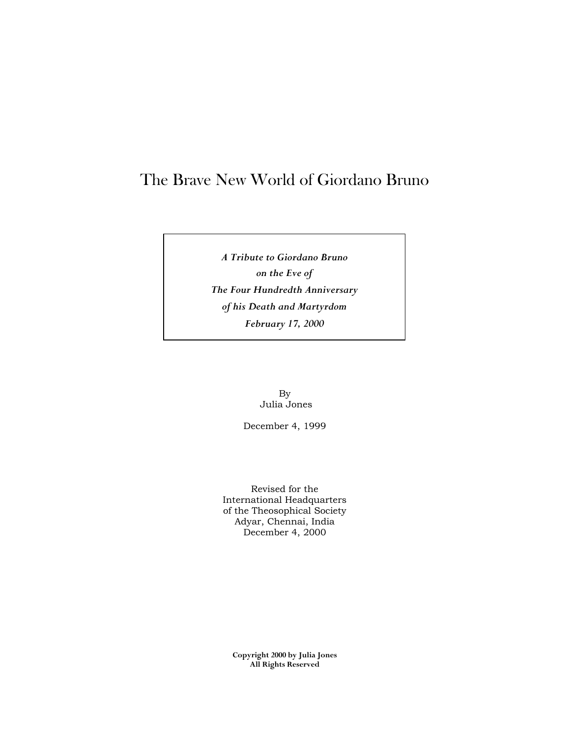# The Brave New World of Giordano Bruno

*A Tribute to Giordano Bruno*
*on the Eve of*
*The Four Hundredth Anniversary*
*of his Death and Martyrdom*
*February 17, 2000*

By
Julia Jones

December 4, 1999

Revised for the
International Headquarters
of the Theosophical Society
Adyar, Chennai, India
December 4, 2000

**Copyright 2000 by Julia Jones**
**All Rights Reserved**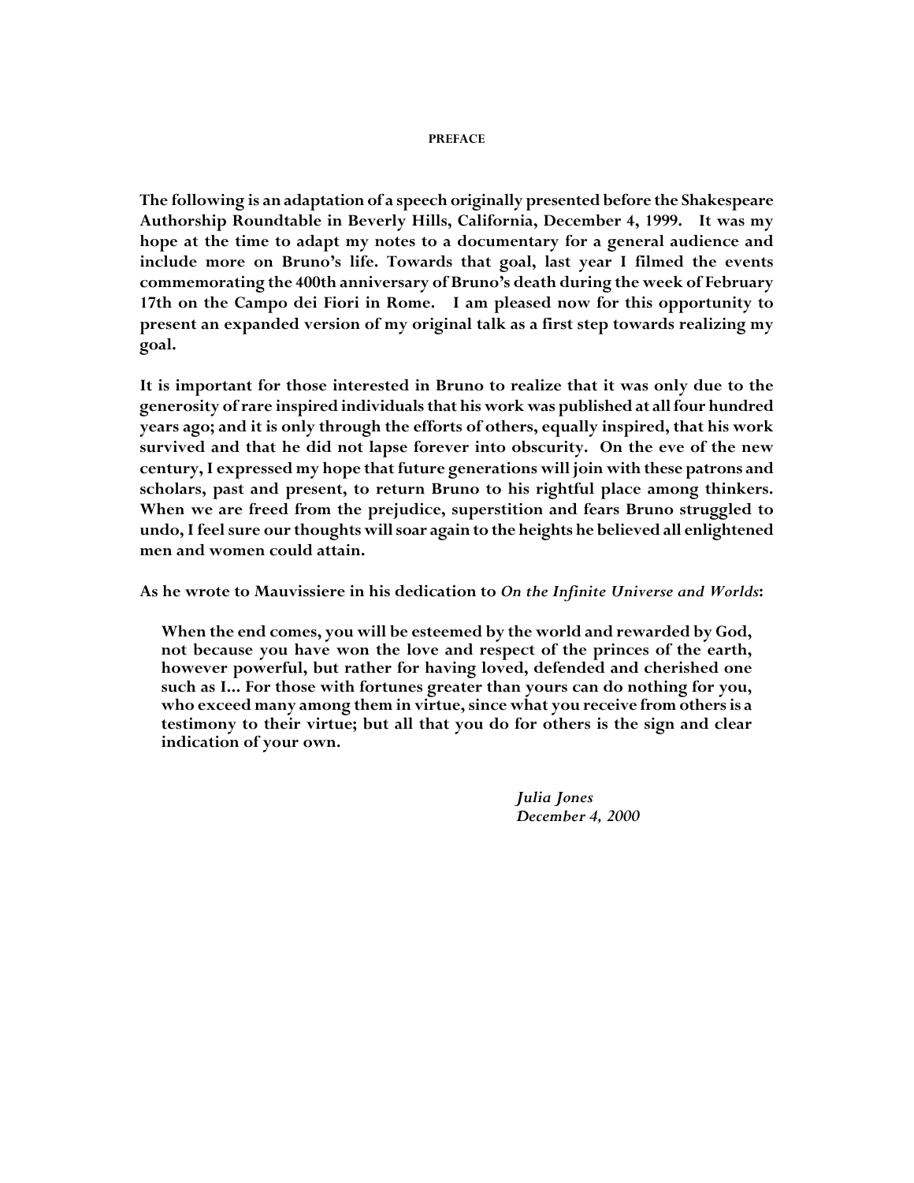## PREFACE

**The following is an adaptation of a speech originally presented before the Shakespeare Authorship Roundtable in Beverly Hills, California, December 4, 1999. It was my hope at the time to adapt my notes to a documentary for a general audience and include more on Bruno's life. Towards that goal, last year I filmed the events commemorating the 400th anniversary of Bruno's death during the week of February 17th on the Campo dei Fiori in Rome. I am pleased now for this opportunity to present an expanded version of my original talk as a first step towards realizing my goal.**

**It is important for those interested in Bruno to realize that it was only due to the generosity of rare inspired individuals that his work was published at all four hundred years ago; and it is only through the efforts of others, equally inspired, that his work survived and that he did not lapse forever into obscurity. On the eve of the new century, I expressed my hope that future generations will join with these patrons and scholars, past and present, to return Bruno to his rightful place among thinkers. When we are freed from the prejudice, superstition and fears Bruno struggled to undo, I feel sure our thoughts will soar again to the heights he believed all enlightened men and women could attain.**

**As he wrote to Mauvissiere in his dedication to *On the Infinite Universe and Worlds*:**

> **When the end comes, you will be esteemed by the world and rewarded by God, not because you have won the love and respect of the princes of the earth, however powerful, but rather for having loved, defended and cherished one such as I... For those with fortunes greater than yours can do nothing for you, who exceed many among them in virtue, since what you receive from others is a testimony to their virtue; but all that you do for others is the sign and clear indication of your own.**

*Julia Jones*
*December 4, 2000*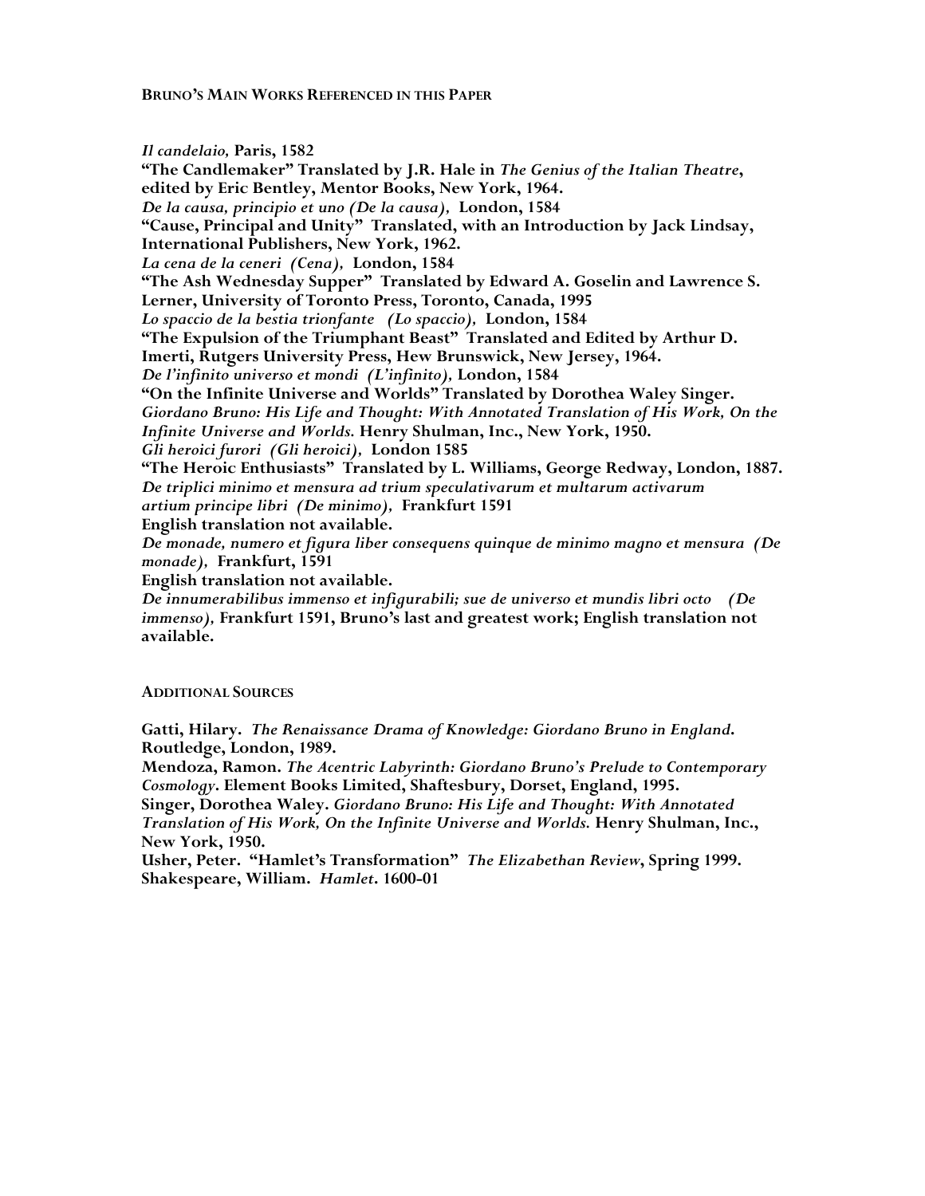## Bruno's Main Works Referenced in this Paper

***Il candelaio,* Paris, 1582**
**"The Candlemaker" Translated by J.R. Hale in *The Genius of the Italian Theatre*, edited by Eric Bentley, Mentor Books, New York, 1964.**
***De la causa, principio et uno (De la causa),* London, 1584**
**"Cause, Principal and Unity" Translated, with an Introduction by Jack Lindsay, International Publishers, New York, 1962.**
***La cena de la ceneri (Cena),* London, 1584**
**"The Ash Wednesday Supper" Translated by Edward A. Goselin and Lawrence S. Lerner, University of Toronto Press, Toronto, Canada, 1995**
***Lo spaccio de la bestia trionfante (Lo spaccio),* London, 1584**
**"The Expulsion of the Triumphant Beast" Translated and Edited by Arthur D. Imerti, Rutgers University Press, Hew Brunswick, New Jersey, 1964.**
***De l'infinito universo et mondi (L'infinito),* London, 1584**
**"On the Infinite Universe and Worlds" Translated by Dorothea Waley Singer. *Giordano Bruno: His Life and Thought: With Annotated Translation of His Work, On the Infinite Universe and Worlds.* Henry Shulman, Inc., New York, 1950.**
***Gli heroici furori (Gli heroici),* London 1585**
**"The Heroic Enthusiasts" Translated by L. Williams, George Redway, London, 1887.**
***De triplici minimo et mensura ad trium speculativarum et multarum activarum artium principe libri (De minimo),* Frankfurt 1591**
**English translation not available.**
***De monade, numero et figura liber consequens quinque de minimo magno et mensura (De monade),* Frankfurt, 1591**
**English translation not available.**
***De innumerabilibus immenso et infigurabili; sue de universo et mundis libri octo (De immenso),* Frankfurt 1591, Bruno's last and greatest work; English translation not available.**

## Additional Sources

**Gatti, Hilary. *The Renaissance Drama of Knowledge: Giordano Bruno in England*. Routledge, London, 1989.**
**Mendoza, Ramon. *The Acentric Labyrinth: Giordano Bruno's Prelude to Contemporary Cosmology*. Element Books Limited, Shaftesbury, Dorset, England, 1995.**
**Singer, Dorothea Waley. *Giordano Bruno: His Life and Thought: With Annotated Translation of His Work, On the Infinite Universe and Worlds.* Henry Shulman, Inc., New York, 1950.**
**Usher, Peter. "Hamlet's Transformation" *The Elizabethan Review*, Spring 1999.**
**Shakespeare, William. *Hamlet*. 1600-01**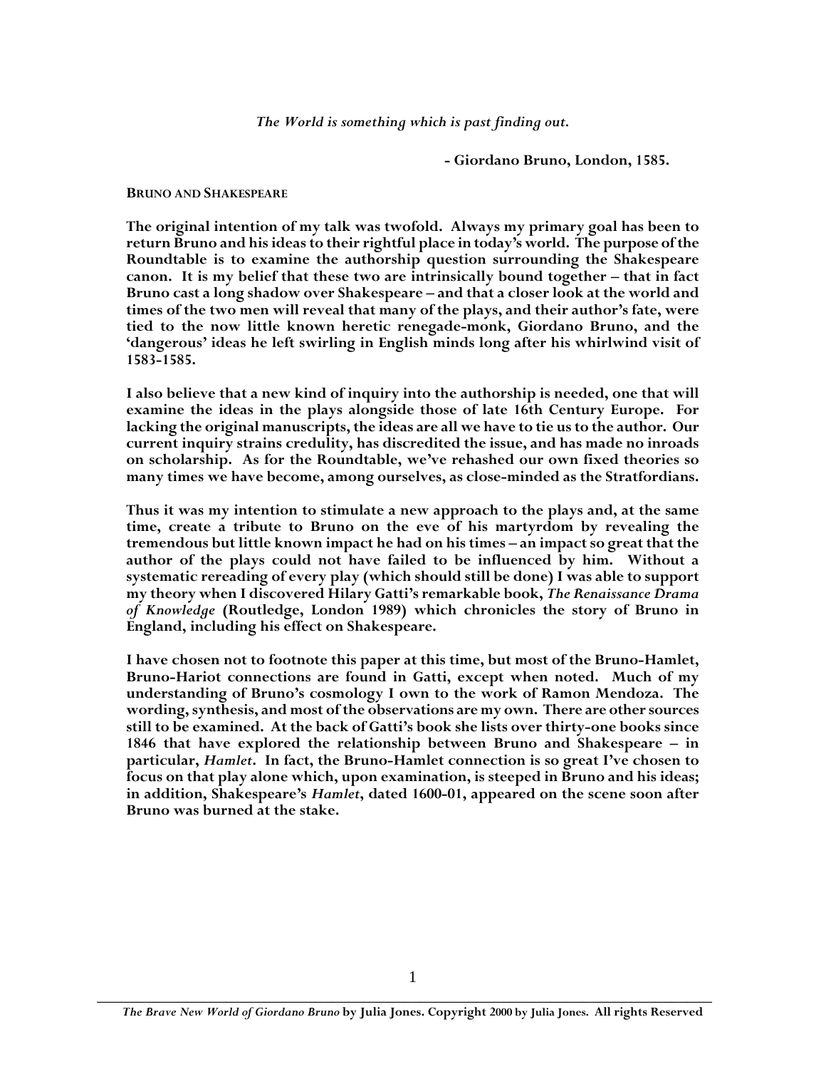*The World is something which is past finding out.*

**- Giordano Bruno, London, 1585.**

**BRUNO AND SHAKESPEARE**

**The original intention of my talk was twofold. Always my primary goal has been to return Bruno and his ideas to their rightful place in today's world. The purpose of the Roundtable is to examine the authorship question surrounding the Shakespeare canon. It is my belief that these two are intrinsically bound together – that in fact Bruno cast a long shadow over Shakespeare – and that a closer look at the world and times of the two men will reveal that many of the plays, and their author's fate, were tied to the now little known heretic renegade-monk, Giordano Bruno, and the 'dangerous' ideas he left swirling in English minds long after his whirlwind visit of 1583-1585.**

**I also believe that a new kind of inquiry into the authorship is needed, one that will examine the ideas in the plays alongside those of late 16th Century Europe. For lacking the original manuscripts, the ideas are all we have to tie us to the author. Our current inquiry strains credulity, has discredited the issue, and has made no inroads on scholarship. As for the Roundtable, we've rehashed our own fixed theories so many times we have become, among ourselves, as close-minded as the Stratfordians.**

**Thus it was my intention to stimulate a new approach to the plays and, at the same time, create a tribute to Bruno on the eve of his martyrdom by revealing the tremendous but little known impact he had on his times – an impact so great that the author of the plays could not have failed to be influenced by him. Without a systematic rereading of every play (which should still be done) I was able to support my theory when I discovered Hilary Gatti's remarkable book, *The Renaissance Drama of Knowledge* (Routledge, London 1989) which chronicles the story of Bruno in England, including his effect on Shakespeare.**

**I have chosen not to footnote this paper at this time, but most of the Bruno-Hamlet, Bruno-Hariot connections are found in Gatti, except when noted. Much of my understanding of Bruno's cosmology I own to the work of Ramon Mendoza. The wording, synthesis, and most of the observations are my own. There are other sources still to be examined. At the back of Gatti's book she lists over thirty-one books since 1846 that have explored the relationship between Bruno and Shakespeare – in particular, *Hamlet*. In fact, the Bruno-Hamlet connection is so great I've chosen to focus on that play alone which, upon examination, is steeped in Bruno and his ideas; in addition, Shakespeare's *Hamlet*, dated 1600-01, appeared on the scene soon after Bruno was burned at the stake.**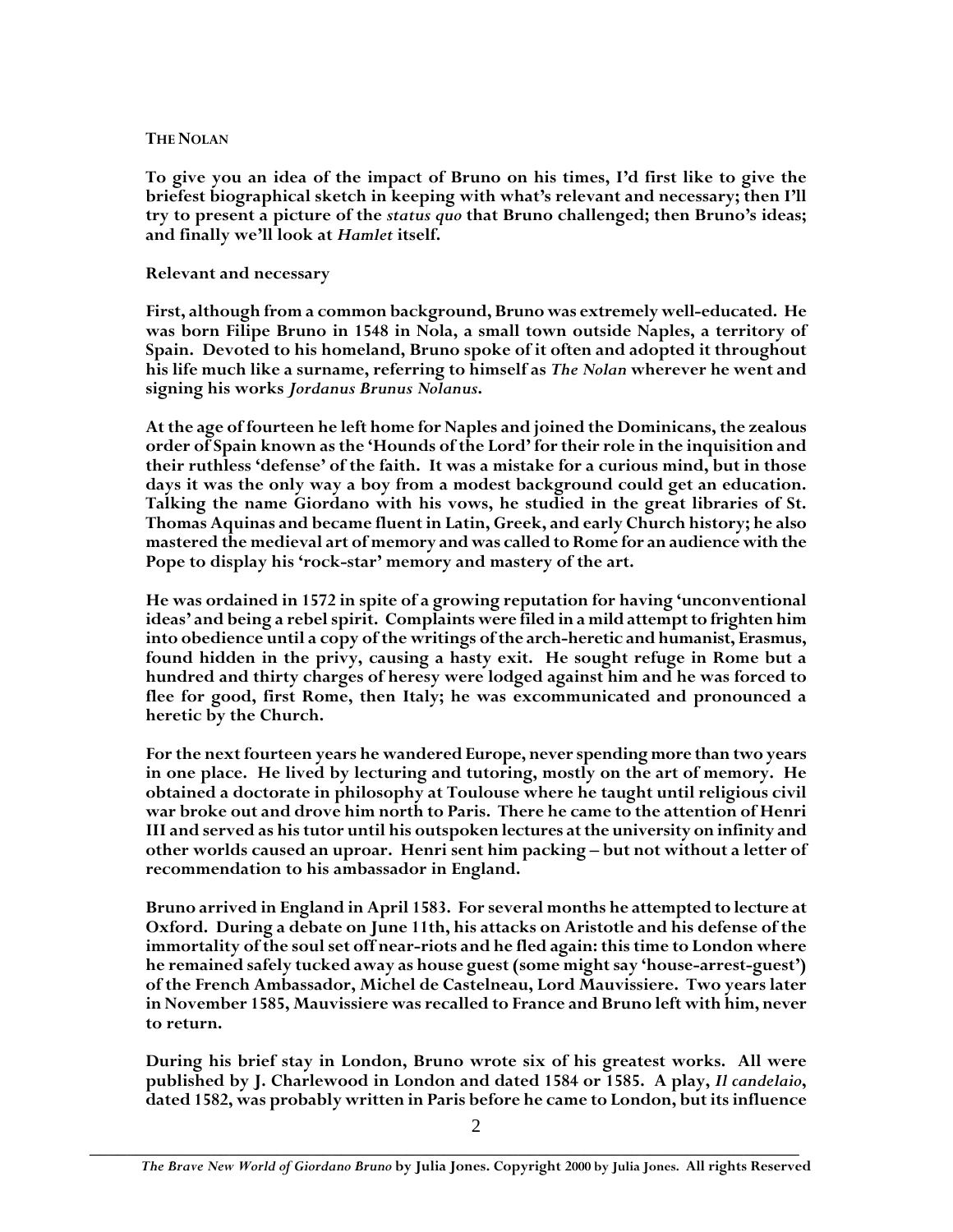### The Nolan

**To give you an idea of the impact of Bruno on his times, I'd first like to give the briefest biographical sketch in keeping with what's relevant and necessary; then I'll try to present a picture of the *status quo* that Bruno challenged; then Bruno's ideas; and finally we'll look at *Hamlet* itself.**

**Relevant and necessary**

**First, although from a common background, Bruno was extremely well-educated. He was born Filipe Bruno in 1548 in Nola, a small town outside Naples, a territory of Spain. Devoted to his homeland, Bruno spoke of it often and adopted it throughout his life much like a surname, referring to himself as *The Nolan* wherever he went and signing his works *Jordanus Brunus Nolanus*.**

**At the age of fourteen he left home for Naples and joined the Dominicans, the zealous order of Spain known as the 'Hounds of the Lord' for their role in the inquisition and their ruthless 'defense' of the faith. It was a mistake for a curious mind, but in those days it was the only way a boy from a modest background could get an education. Talking the name Giordano with his vows, he studied in the great libraries of St. Thomas Aquinas and became fluent in Latin, Greek, and early Church history; he also mastered the medieval art of memory and was called to Rome for an audience with the Pope to display his 'rock-star' memory and mastery of the art.**

**He was ordained in 1572 in spite of a growing reputation for having 'unconventional ideas' and being a rebel spirit. Complaints were filed in a mild attempt to frighten him into obedience until a copy of the writings of the arch-heretic and humanist, Erasmus, found hidden in the privy, causing a hasty exit. He sought refuge in Rome but a hundred and thirty charges of heresy were lodged against him and he was forced to flee for good, first Rome, then Italy; he was excommunicated and pronounced a heretic by the Church.**

**For the next fourteen years he wandered Europe, never spending more than two years in one place. He lived by lecturing and tutoring, mostly on the art of memory. He obtained a doctorate in philosophy at Toulouse where he taught until religious civil war broke out and drove him north to Paris. There he came to the attention of Henri III and served as his tutor until his outspoken lectures at the university on infinity and other worlds caused an uproar. Henri sent him packing – but not without a letter of recommendation to his ambassador in England.**

**Bruno arrived in England in April 1583. For several months he attempted to lecture at Oxford. During a debate on June 11th, his attacks on Aristotle and his defense of the immortality of the soul set off near-riots and he fled again: this time to London where he remained safely tucked away as house guest (some might say 'house-arrest-guest') of the French Ambassador, Michel de Castelneau, Lord Mauvissiere. Two years later in November 1585, Mauvissiere was recalled to France and Bruno left with him, never to return.**

**During his brief stay in London, Bruno wrote six of his greatest works. All were published by J. Charlewood in London and dated 1584 or 1585. A play, *Il candelaio*, dated 1582, was probably written in Paris before he came to London, but its influence**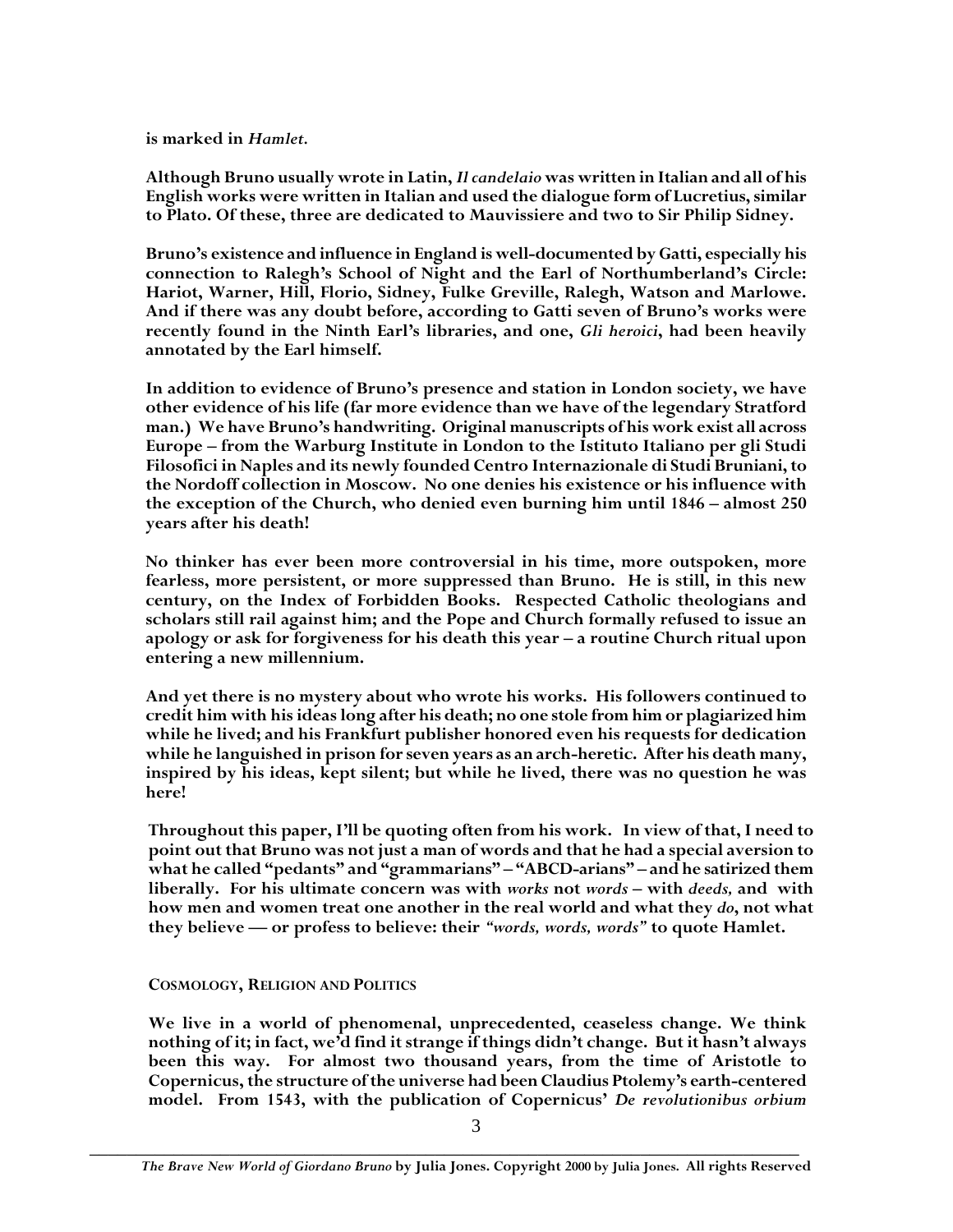is marked in *Hamlet*.

Although Bruno usually wrote in Latin, *Il candelaio* was written in Italian and all of his English works were written in Italian and used the dialogue form of Lucretius, similar to Plato. Of these, three are dedicated to Mauvissiere and two to Sir Philip Sidney.

Bruno's existence and influence in England is well-documented by Gatti, especially his connection to Ralegh's School of Night and the Earl of Northumberland's Circle: Hariot, Warner, Hill, Florio, Sidney, Fulke Greville, Ralegh, Watson and Marlowe. And if there was any doubt before, according to Gatti seven of Bruno's works were recently found in the Ninth Earl's libraries, and one, *Gli heroici*, had been heavily annotated by the Earl himself.

In addition to evidence of Bruno's presence and station in London society, we have other evidence of his life (far more evidence than we have of the legendary Stratford man.) We have Bruno's handwriting. Original manuscripts of his work exist all across Europe – from the Warburg Institute in London to the Istituto Italiano per gli Studi Filosofici in Naples and its newly founded Centro Internazionale di Studi Bruniani, to the Nordoff collection in Moscow. No one denies his existence or his influence with the exception of the Church, who denied even burning him until 1846 – almost 250 years after his death!

No thinker has ever been more controversial in his time, more outspoken, more fearless, more persistent, or more suppressed than Bruno. He is still, in this new century, on the Index of Forbidden Books. Respected Catholic theologians and scholars still rail against him; and the Pope and Church formally refused to issue an apology or ask for forgiveness for his death this year – a routine Church ritual upon entering a new millennium.

And yet there is no mystery about who wrote his works. His followers continued to credit him with his ideas long after his death; no one stole from him or plagiarized him while he lived; and his Frankfurt publisher honored even his requests for dedication while he languished in prison for seven years as an arch-heretic. After his death many, inspired by his ideas, kept silent; but while he lived, there was no question he was here!

Throughout this paper, I'll be quoting often from his work. In view of that, I need to point out that Bruno was not just a man of words and that he had a special aversion to what he called "pedants" and "grammarians" – "ABCD-arians" – and he satirized them liberally. For his ultimate concern was with *works* not *words* – with *deeds,* and with how men and women treat one another in the real world and what they *do*, not what they believe — or profess to believe: their *"words, words, words"* to quote Hamlet.

## COSMOLOGY, RELIGION AND POLITICS

We live in a world of phenomenal, unprecedented, ceaseless change. We think nothing of it; in fact, we'd find it strange if things didn't change. But it hasn't always been this way. For almost two thousand years, from the time of Aristotle to Copernicus, the structure of the universe had been Claudius Ptolemy's earth-centered model. From 1543, with the publication of Copernicus' *De revolutionibus orbium*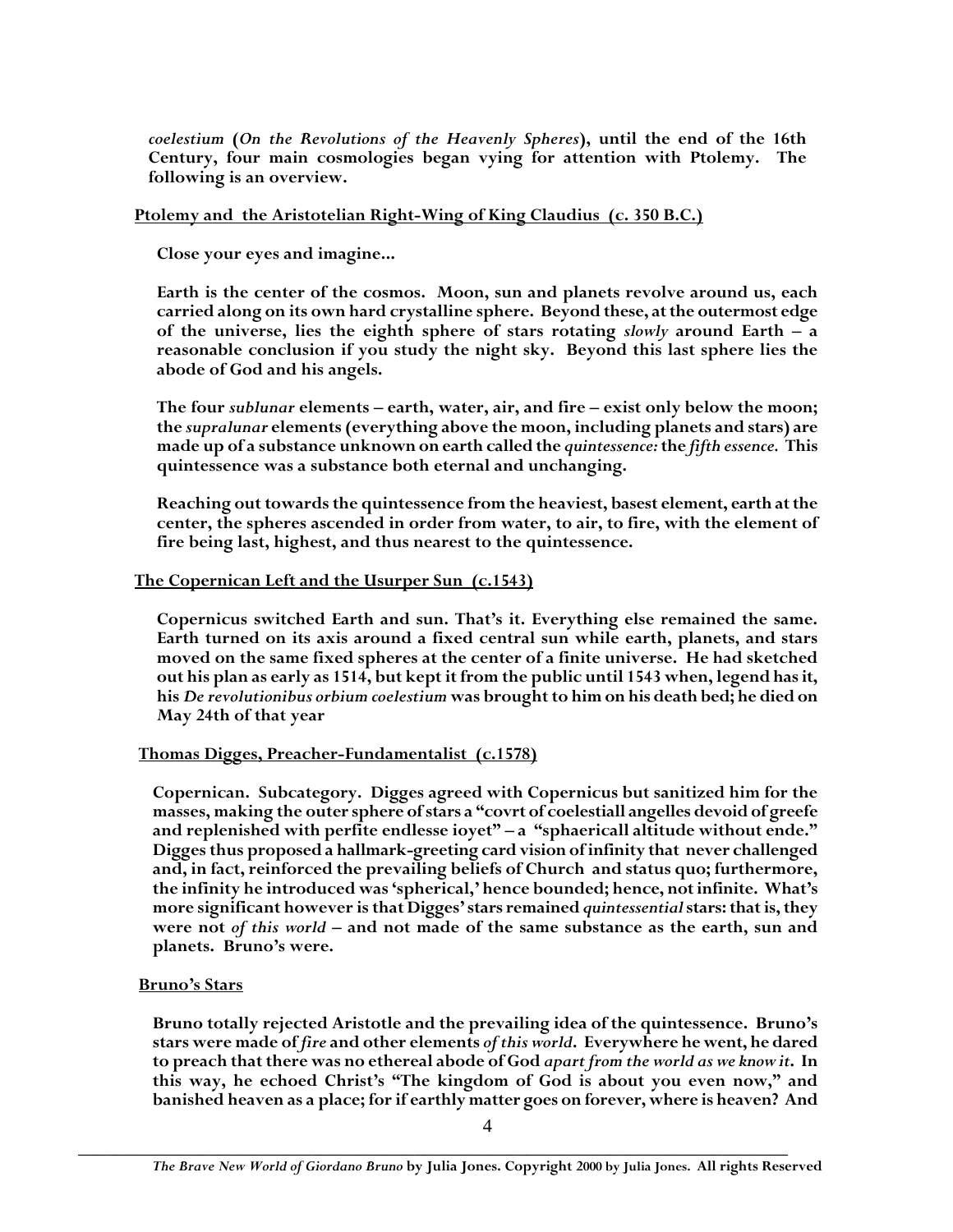**coelestium (*On the Revolutions of the Heavenly Spheres*), until the end of the 16th Century, four main cosmologies began vying for attention with Ptolemy. The following is an overview.**

**Ptolemy and the Aristotelian Right-Wing of King Claudius (c. 350 B.C.)**

**Close your eyes and imagine...**

**Earth is the center of the cosmos. Moon, sun and planets revolve around us, each carried along on its own hard crystalline sphere. Beyond these, at the outermost edge of the universe, lies the eighth sphere of stars rotating *slowly* around Earth – a reasonable conclusion if you study the night sky. Beyond this last sphere lies the abode of God and his angels.**

**The four *sublunar* elements – earth, water, air, and fire – exist only below the moon; the *supralunar* elements (everything above the moon, including planets and stars) are made up of a substance unknown on earth called the *quintessence:* the *fifth essence.* This quintessence was a substance both eternal and unchanging.**

**Reaching out towards the quintessence from the heaviest, basest element, earth at the center, the spheres ascended in order from water, to air, to fire, with the element of fire being last, highest, and thus nearest to the quintessence.**

**The Copernican Left and the Usurper Sun (c.1543)**

**Copernicus switched Earth and sun. That's it. Everything else remained the same. Earth turned on its axis around a fixed central sun while earth, planets, and stars moved on the same fixed spheres at the center of a finite universe. He had sketched out his plan as early as 1514, but kept it from the public until 1543 when, legend has it, his *De revolutionibus orbium coelestium* was brought to him on his death bed; he died on May 24th of that year**

**Thomas Digges, Preacher-Fundamentalist (c.1578)**

**Copernican. Subcategory. Digges agreed with Copernicus but sanitized him for the masses, making the outer sphere of stars a "covrt of coelestiall angelles devoid of greefe and replenished with perfite endlesse ioyet" – a "sphaericall altitude without ende." Digges thus proposed a hallmark-greeting card vision of infinity that never challenged and, in fact, reinforced the prevailing beliefs of Church and status quo; furthermore, the infinity he introduced was 'spherical,' hence bounded; hence, not infinite. What's more significant however is that Digges' stars remained *quintessential* stars: that is, they were not *of this world* – and not made of the same substance as the earth, sun and planets. Bruno's were.**

**Bruno's Stars**

**Bruno totally rejected Aristotle and the prevailing idea of the quintessence. Bruno's stars were made of *fire* and other elements *of this world*. Everywhere he went, he dared to preach that there was no ethereal abode of God *apart from the world as we know it*. In this way, he echoed Christ's "The kingdom of God is about you even now," and banished heaven as a place; for if earthly matter goes on forever, where is heaven? And**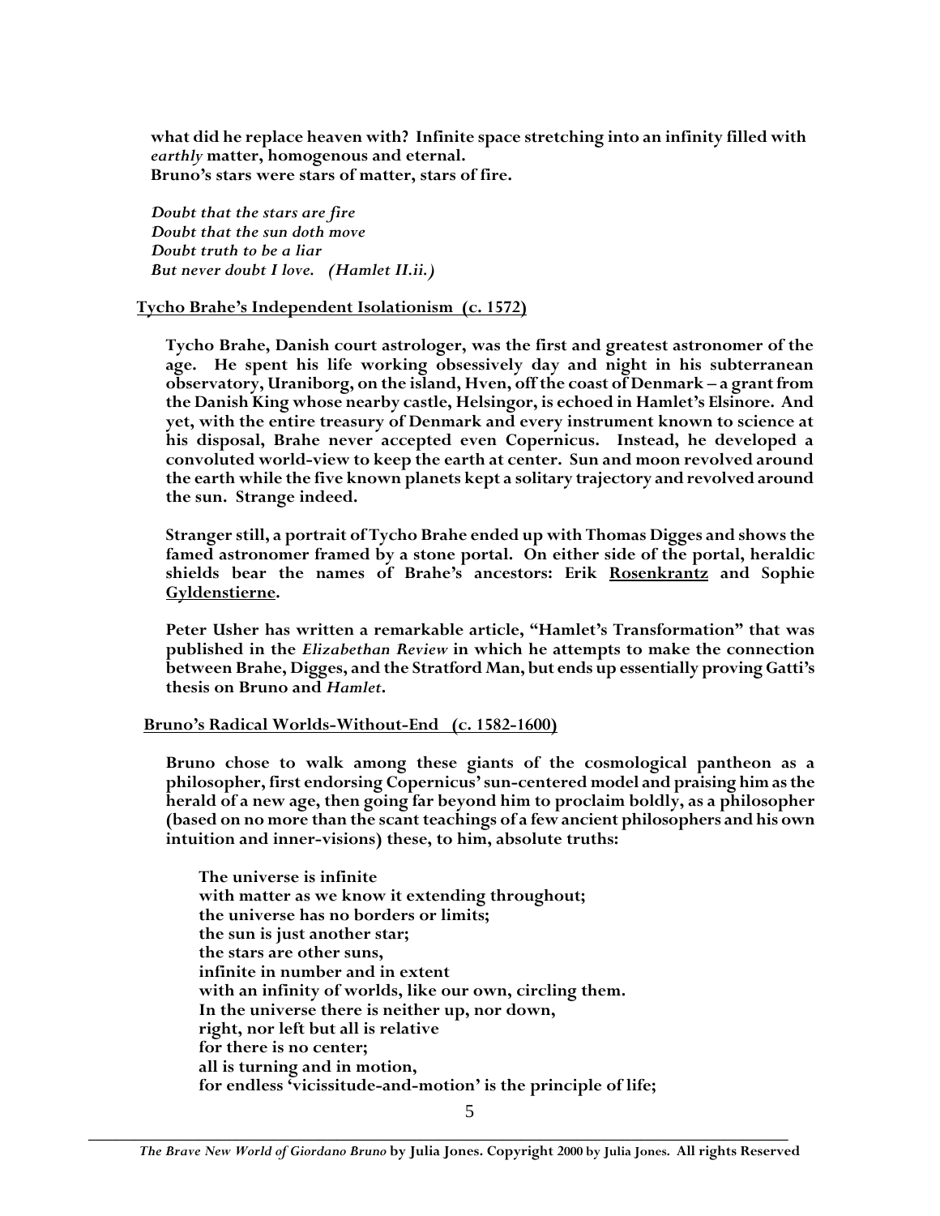**what did he replace heaven with? Infinite space stretching into an infinity filled with *earthly* matter, homogenous and eternal.**
**Bruno's stars were stars of matter, stars of fire.**

***Doubt that the stars are fire***
***Doubt that the sun doth move***
***Doubt truth to be a liar***
***But never doubt I love. (Hamlet II.ii.)***

## Tycho Brahe's Independent Isolationism (c. 1572)

**Tycho Brahe, Danish court astrologer, was the first and greatest astronomer of the age. He spent his life working obsessively day and night in his subterranean observatory, Uraniborg, on the island, Hven, off the coast of Denmark – a grant from the Danish King whose nearby castle, Helsingor, is echoed in Hamlet's Elsinore. And yet, with the entire treasury of Denmark and every instrument known to science at his disposal, Brahe never accepted even Copernicus. Instead, he developed a convoluted world-view to keep the earth at center. Sun and moon revolved around the earth while the five known planets kept a solitary trajectory and revolved around the sun. Strange indeed.**

**Stranger still, a portrait of Tycho Brahe ended up with Thomas Digges and shows the famed astronomer framed by a stone portal. On either side of the portal, heraldic shields bear the names of Brahe's ancestors: Erik <u>Rosenkrantz</u> and Sophie <u>Gyldenstierne</u>.**

**Peter Usher has written a remarkable article, "Hamlet's Transformation" that was published in the *Elizabethan Review* in which he attempts to make the connection between Brahe, Digges, and the Stratford Man, but ends up essentially proving Gatti's thesis on Bruno and *Hamlet*.**

## Bruno's Radical Worlds-Without-End (c. 1582-1600)

**Bruno chose to walk among these giants of the cosmological pantheon as a philosopher, first endorsing Copernicus' sun-centered model and praising him as the herald of a new age, then going far beyond him to proclaim boldly, as a philosopher (based on no more than the scant teachings of a few ancient philosophers and his own intuition and inner-visions) these, to him, absolute truths:**

**The universe is infinite**
**with matter as we know it extending throughout;**
**the universe has no borders or limits;**
**the sun is just another star;**
**the stars are other suns,**
**infinite in number and in extent**
**with an infinity of worlds, like our own, circling them.**
**In the universe there is neither up, nor down,**
**right, nor left but all is relative**
**for there is no center;**
**all is turning and in motion,**
**for endless 'vicissitude-and-motion' is the principle of life;**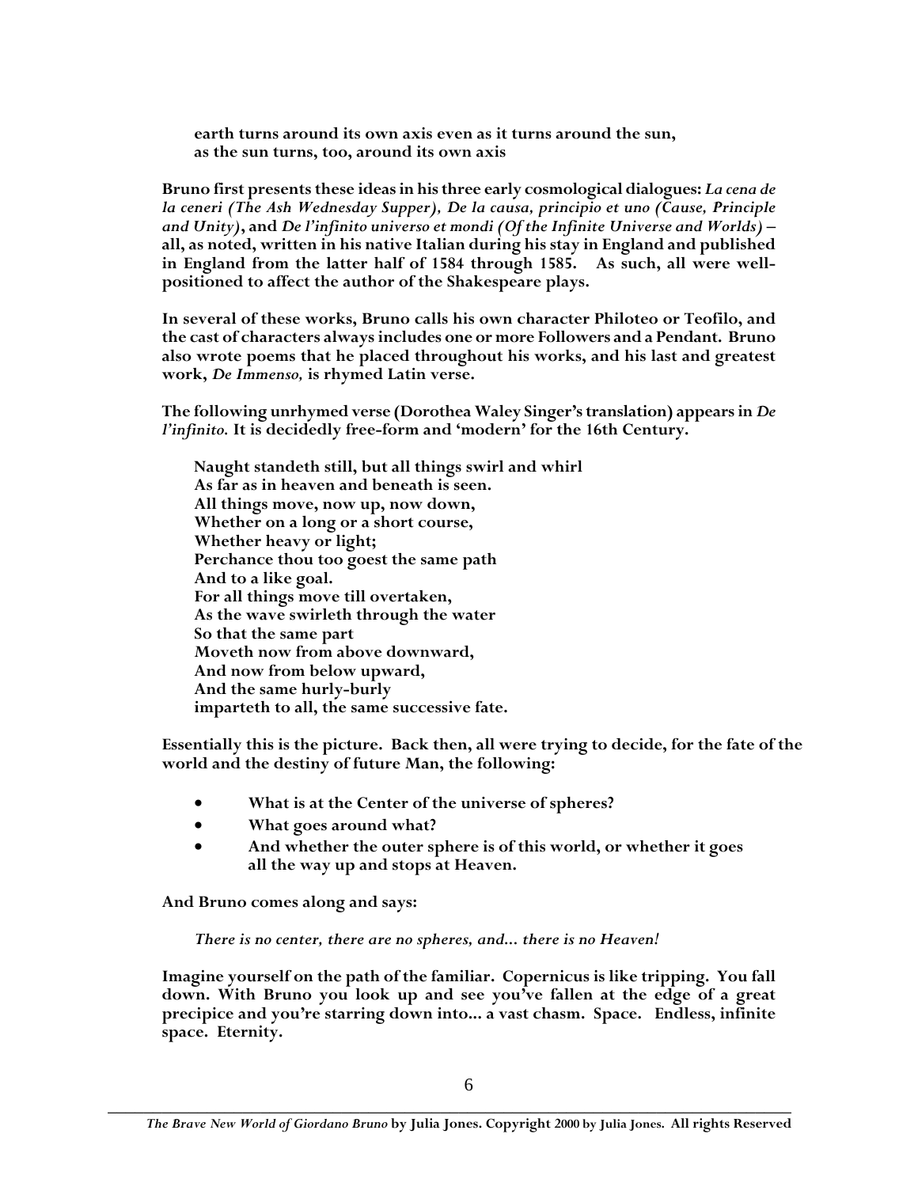> **earth turns around its own axis even as it turns around the sun,**
> **as the sun turns, too, around its own axis**

**Bruno first presents these ideas in his three early cosmological dialogues: *La cena de la ceneri (The Ash Wednesday Supper), De la causa, principio et uno (Cause, Principle and Unity)*, and *De l'infinito universo et mondi (Of the Infinite Universe and Worlds)* – all, as noted, written in his native Italian during his stay in England and published in England from the latter half of 1584 through 1585. As such, all were well-positioned to affect the author of the Shakespeare plays.**

**In several of these works, Bruno calls his own character Philoteo or Teofilo, and the cast of characters always includes one or more Followers and a Pendant. Bruno also wrote poems that he placed throughout his works, and his last and greatest work, *De Immenso,* is rhymed Latin verse.**

**The following unrhymed verse (Dorothea Waley Singer's translation) appears in *De l'infinito.* It is decidedly free-form and 'modern' for the 16th Century.**

> **Naught standeth still, but all things swirl and whirl**
> **As far as in heaven and beneath is seen.**
> **All things move, now up, now down,**
> **Whether on a long or a short course,**
> **Whether heavy or light;**
> **Perchance thou too goest the same path**
> **And to a like goal.**
> **For all things move till overtaken,**
> **As the wave swirleth through the water**
> **So that the same part**
> **Moveth now from above downward,**
> **And now from below upward,**
> **And the same hurly-burly**
> **imparteth to all, the same successive fate.**

**Essentially this is the picture. Back then, all were trying to decide, for the fate of the world and the destiny of future Man, the following:**

- **What is at the Center of the universe of spheres?**
- **What goes around what?**
- **And whether the outer sphere is of this world, or whether it goes all the way up and stops at Heaven.**

**And Bruno comes along and says:**

> ***There is no center, there are no spheres, and... there is no Heaven!***

**Imagine yourself on the path of the familiar. Copernicus is like tripping. You fall down. With Bruno you look up and see you've fallen at the edge of a great precipice and you're starring down into... a vast chasm. Space. Endless, infinite space. Eternity.**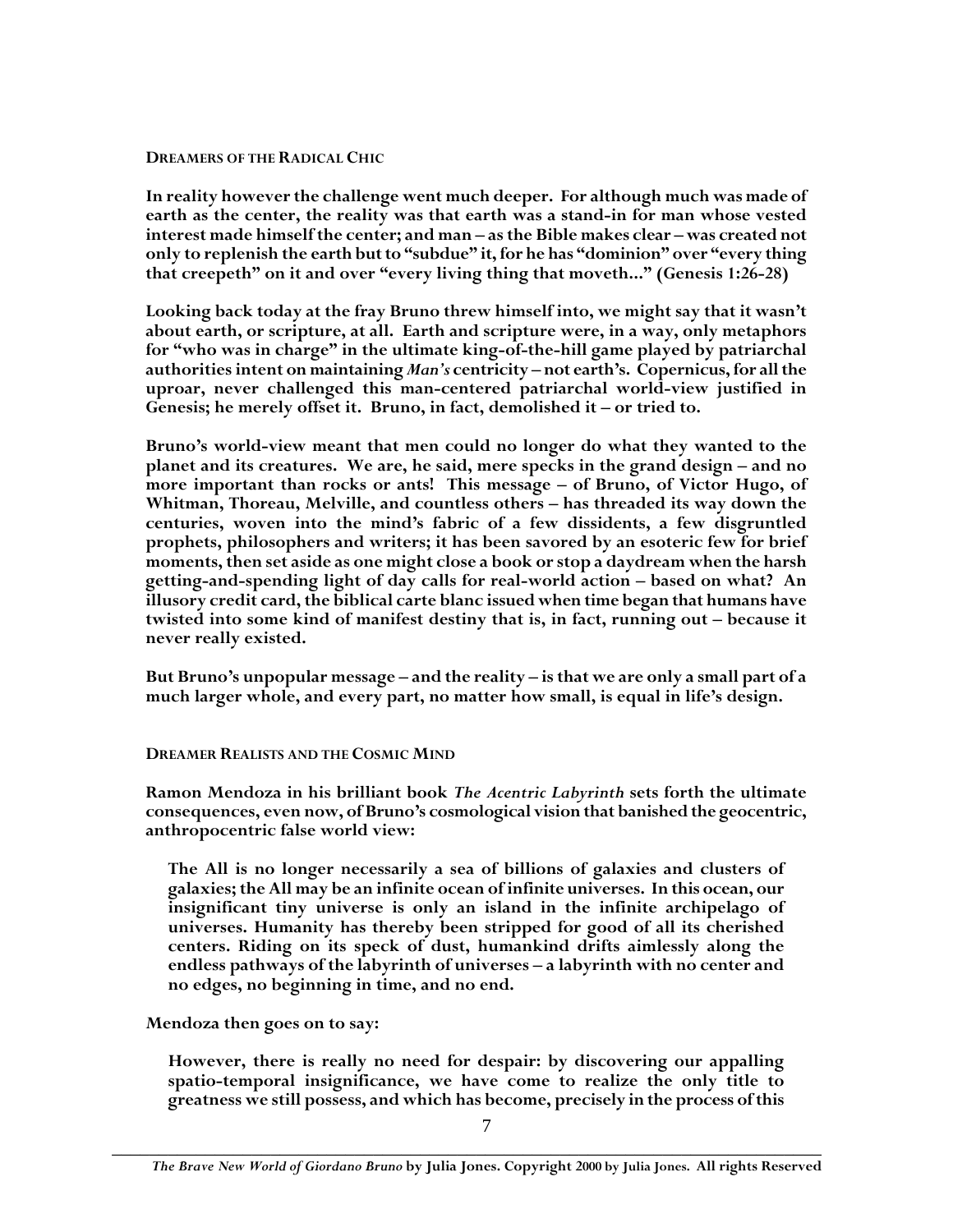### Dreamers of the Radical Chic

**In reality however the challenge went much deeper. For although much was made of earth as the center, the reality was that earth was a stand-in for man whose vested interest made himself the center; and man – as the Bible makes clear – was created not only to replenish the earth but to "subdue" it, for he has "dominion" over "every thing that creepeth" on it and over "every living thing that moveth..." (Genesis 1:26-28)**

**Looking back today at the fray Bruno threw himself into, we might say that it wasn't about earth, or scripture, at all. Earth and scripture were, in a way, only metaphors for "who was in charge" in the ultimate king-of-the-hill game played by patriarchal authorities intent on maintaining *Man's* centricity – not earth's. Copernicus, for all the uproar, never challenged this man-centered patriarchal world-view justified in Genesis; he merely offset it. Bruno, in fact, demolished it – or tried to.**

**Bruno's world-view meant that men could no longer do what they wanted to the planet and its creatures. We are, he said, mere specks in the grand design – and no more important than rocks or ants! This message – of Bruno, of Victor Hugo, of Whitman, Thoreau, Melville, and countless others – has threaded its way down the centuries, woven into the mind's fabric of a few dissidents, a few disgruntled prophets, philosophers and writers; it has been savored by an esoteric few for brief moments, then set aside as one might close a book or stop a daydream when the harsh getting-and-spending light of day calls for real-world action – based on what? An illusory credit card, the biblical carte blanc issued when time began that humans have twisted into some kind of manifest destiny that is, in fact, running out – because it never really existed.**

**But Bruno's unpopular message – and the reality – is that we are only a small part of a much larger whole, and every part, no matter how small, is equal in life's design.**

### Dreamer Realists and the Cosmic Mind

**Ramon Mendoza in his brilliant book *The Acentric Labyrinth* sets forth the ultimate consequences, even now, of Bruno's cosmological vision that banished the geocentric, anthropocentric false world view:**

> **The All is no longer necessarily a sea of billions of galaxies and clusters of galaxies; the All may be an infinite ocean of infinite universes. In this ocean, our insignificant tiny universe is only an island in the infinite archipelago of universes. Humanity has thereby been stripped for good of all its cherished centers. Riding on its speck of dust, humankind drifts aimlessly along the endless pathways of the labyrinth of universes – a labyrinth with no center and no edges, no beginning in time, and no end.**

**Mendoza then goes on to say:**

> **However, there is really no need for despair: by discovering our appalling spatio-temporal insignificance, we have come to realize the only title to greatness we still possess, and which has become, precisely in the process of this**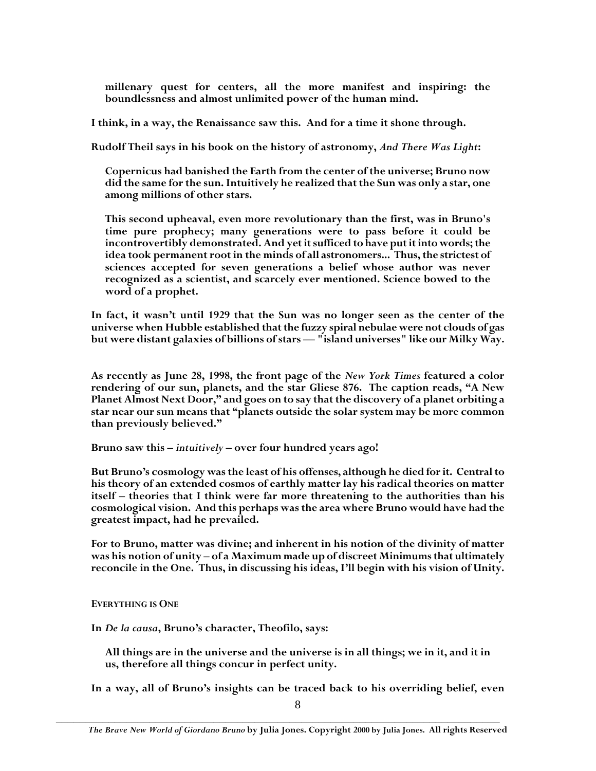> **millenary quest for centers, all the more manifest and inspiring: the boundlessness and almost unlimited power of the human mind.**

**I think, in a way, the Renaissance saw this. And for a time it shone through.**

**Rudolf Theil says in his book on the history of astronomy, *And There Was Light*:**

> **Copernicus had banished the Earth from the center of the universe; Bruno now did the same for the sun. Intuitively he realized that the Sun was only a star, one among millions of other stars.**
>
> **This second upheaval, even more revolutionary than the first, was in Bruno's time pure prophecy; many generations were to pass before it could be incontrovertibly demonstrated. And yet it sufficed to have put it into words; the idea took permanent root in the minds of all astronomers... Thus, the strictest of sciences accepted for seven generations a belief whose author was never recognized as a scientist, and scarcely ever mentioned. Science bowed to the word of a prophet.**

**In fact, it wasn't until 1929 that the Sun was no longer seen as the center of the universe when Hubble established that the fuzzy spiral nebulae were not clouds of gas but were distant galaxies of billions of stars — "island universes" like our Milky Way.**

**As recently as June 28, 1998, the front page of the *New York Times* featured a color rendering of our sun, planets, and the star Gliese 876. The caption reads, "A New Planet Almost Next Door," and goes on to say that the discovery of a planet orbiting a star near our sun means that "planets outside the solar system may be more common than previously believed."**

**Bruno saw this – *intuitively* – over four hundred years ago!**

**But Bruno's cosmology was the least of his offenses, although he died for it. Central to his theory of an extended cosmos of earthly matter lay his radical theories on matter itself – theories that I think were far more threatening to the authorities than his cosmological vision. And this perhaps was the area where Bruno would have had the greatest impact, had he prevailed.**

**For to Bruno, matter was divine; and inherent in his notion of the divinity of matter was his notion of unity – of a Maximum made up of discreet Minimums that ultimately reconcile in the One. Thus, in discussing his ideas, I'll begin with his vision of Unity.**

## EVERYTHING IS ONE

**In *De la causa*, Bruno's character, Theofilo, says:**

> **All things are in the universe and the universe is in all things; we in it, and it in us, therefore all things concur in perfect unity.**

**In a way, all of Bruno's insights can be traced back to his overriding belief, even**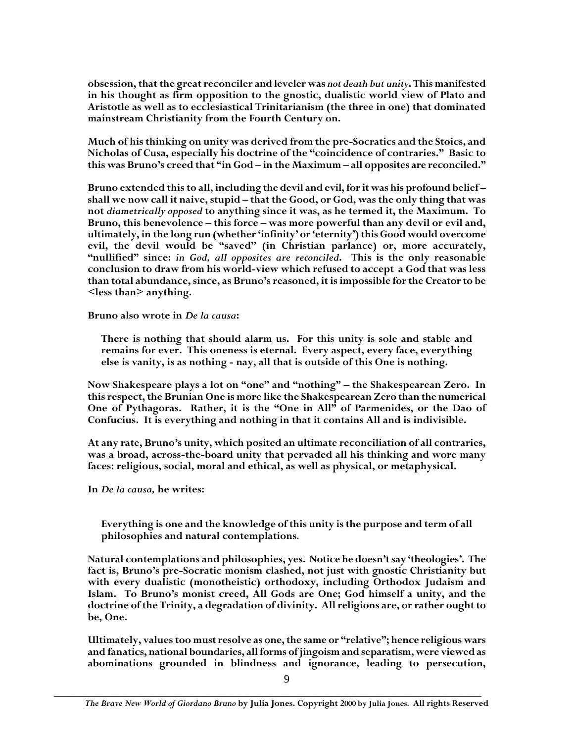obsession, that the great reconciler and leveler was *not death but unity*. This manifested in his thought as firm opposition to the gnostic, dualistic world view of Plato and Aristotle as well as to ecclesiastical Trinitarianism (the three in one) that dominated mainstream Christianity from the Fourth Century on.

Much of his thinking on unity was derived from the pre-Socratics and the Stoics, and Nicholas of Cusa, especially his doctrine of the "coincidence of contraries." Basic to this was Bruno's creed that "in God – in the Maximum – all opposites are reconciled."

Bruno extended this to all, including the devil and evil, for it was his profound belief – shall we now call it naive, stupid – that the Good, or God, was the only thing that was not *diametrically opposed* to anything since it was, as he termed it, the Maximum. To Bruno, this benevolence – this force – was more powerful than any devil or evil and, ultimately, in the long run (whether 'infinity' or 'eternity') this Good would overcome evil, the devil would be "saved" (in Christian parlance) or, more accurately, "nullified" since: *in God, all opposites are reconciled*. This is the only reasonable conclusion to draw from his world-view which refused to accept a God that was less than total abundance, since, as Bruno's reasoned, it is impossible for the Creator to be <less than> anything.

Bruno also wrote in *De la causa*:

> There is nothing that should alarm us. For this unity is sole and stable and remains for ever. This oneness is eternal. Every aspect, every face, everything else is vanity, is as nothing - nay, all that is outside of this One is nothing.

Now Shakespeare plays a lot on "one" and "nothing" – the Shakespearean Zero. In this respect, the Brunian One is more like the Shakespearean Zero than the numerical One of Pythagoras. Rather, it is the "One in All" of Parmenides, or the Dao of Confucius. It is everything and nothing in that it contains All and is indivisible.

At any rate, Bruno's unity, which posited an ultimate reconciliation of all contraries, was a broad, across-the-board unity that pervaded all his thinking and wore many faces: religious, social, moral and ethical, as well as physical, or metaphysical.

In *De la causa,* he writes:

> Everything is one and the knowledge of this unity is the purpose and term of all philosophies and natural contemplations.

Natural contemplations and philosophies, yes. Notice he doesn't say 'theologies'. The fact is, Bruno's pre-Socratic monism clashed, not just with gnostic Christianity but with every dualistic (monotheistic) orthodoxy, including Orthodox Judaism and Islam. To Bruno's monist creed, All Gods are One; God himself a unity, and the doctrine of the Trinity, a degradation of divinity. All religions are, or rather ought to be, One.

Ultimately, values too must resolve as one, the same or "relative"; hence religious wars and fanatics, national boundaries, all forms of jingoism and separatism, were viewed as abominations grounded in blindness and ignorance, leading to persecution,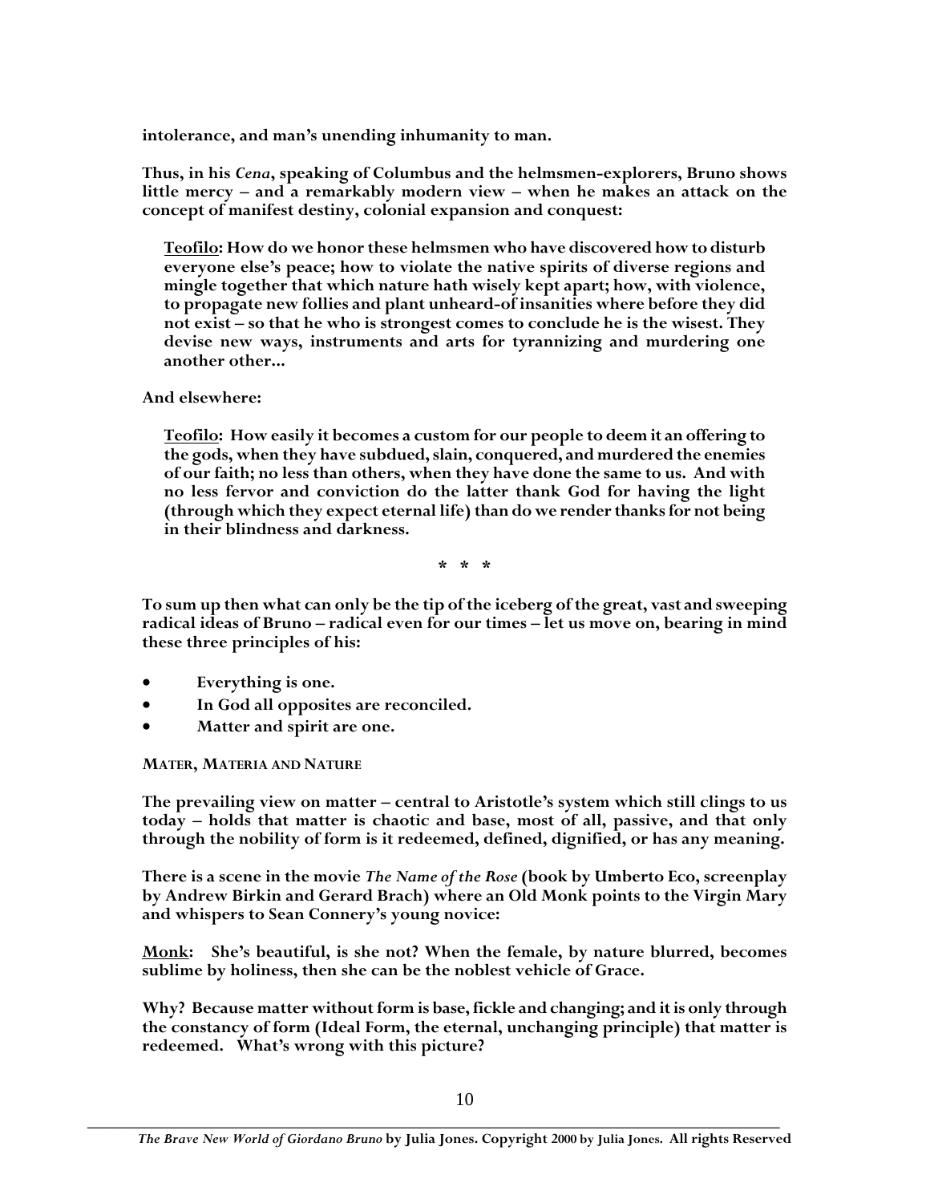**intolerance, and man's unending inhumanity to man.**

**Thus, in his *Cena*, speaking of Columbus and the helmsmen-explorers, Bruno shows little mercy – and a remarkably modern view – when he makes an attack on the concept of manifest destiny, colonial expansion and conquest:**

> **Teofilo: How do we honor these helmsmen who have discovered how to disturb everyone else's peace; how to violate the native spirits of diverse regions and mingle together that which nature hath wisely kept apart; how, with violence, to propagate new follies and plant unheard-of insanities where before they did not exist – so that he who is strongest comes to conclude he is the wisest. They devise new ways, instruments and arts for tyrannizing and murdering one another other...**

**And elsewhere:**

> **Teofilo: How easily it becomes a custom for our people to deem it an offering to the gods, when they have subdued, slain, conquered, and murdered the enemies of our faith; no less than others, when they have done the same to us. And with no less fervor and conviction do the latter thank God for having the light (through which they expect eternal life) than do we render thanks for not being in their blindness and darkness.**

**\* \* \***

**To sum up then what can only be the tip of the iceberg of the great, vast and sweeping radical ideas of Bruno – radical even for our times – let us move on, bearing in mind these three principles of his:**

- **Everything is one.**
- **In God all opposites are reconciled.**
- **Matter and spirit are one.**

### MATER, MATERIA AND NATURE

**The prevailing view on matter – central to Aristotle's system which still clings to us today – holds that matter is chaotic and base, most of all, passive, and that only through the nobility of form is it redeemed, defined, dignified, or has any meaning.**

**There is a scene in the movie *The Name of the Rose* (book by Umberto Eco, screenplay by Andrew Birkin and Gerard Brach) where an Old Monk points to the Virgin Mary and whispers to Sean Connery's young novice:**

**Monk: She's beautiful, is she not? When the female, by nature blurred, becomes sublime by holiness, then she can be the noblest vehicle of Grace.**

**Why? Because matter without form is base, fickle and changing; and it is only through the constancy of form (Ideal Form, the eternal, unchanging principle) that matter is redeemed. What's wrong with this picture?**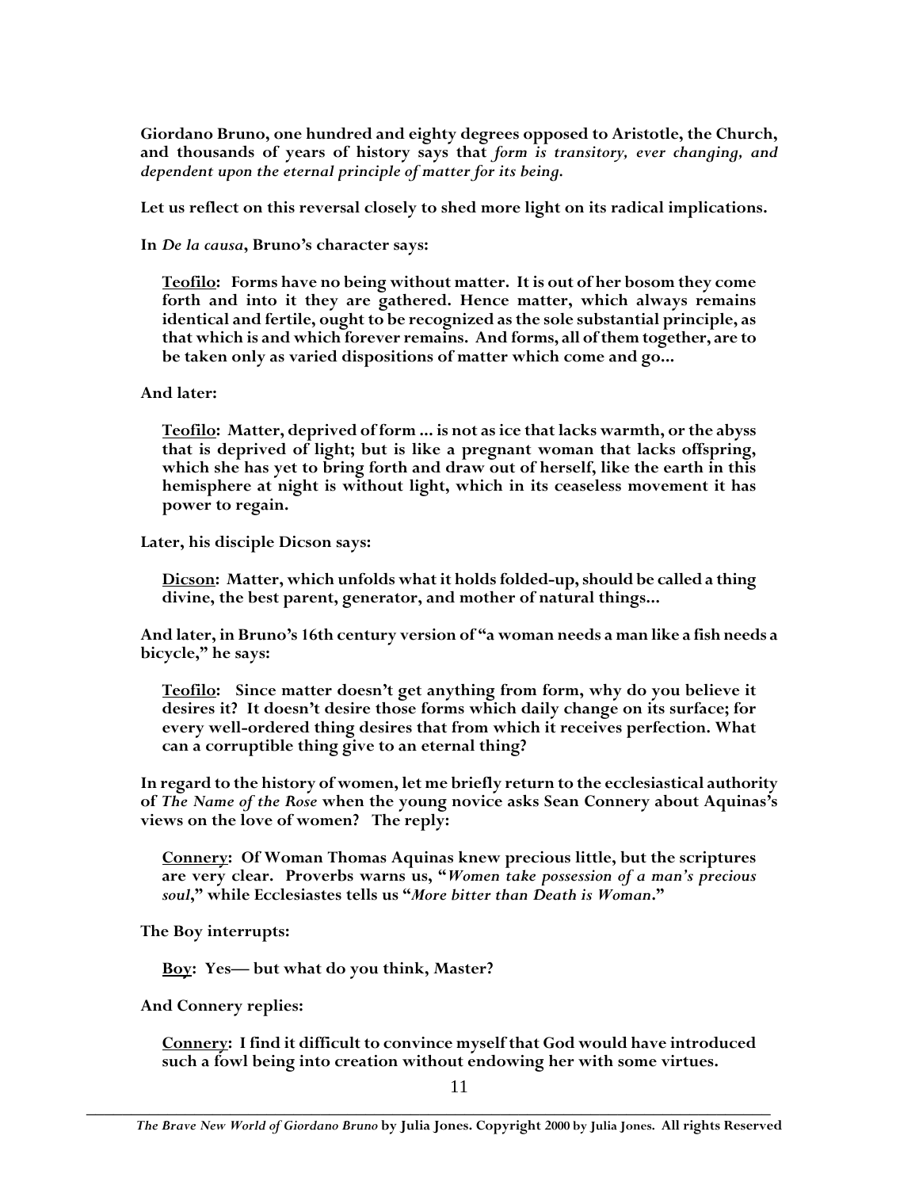**Giordano Bruno, one hundred and eighty degrees opposed to Aristotle, the Church, and thousands of years of history says that *form is transitory, ever changing, and dependent upon the eternal principle of matter for its being.***

**Let us reflect on this reversal closely to shed more light on its radical implications.**

**In *De la causa*, Bruno's character says:**

> **<u>Teofilo</u>: Forms have no being without matter. It is out of her bosom they come forth and into it they are gathered. Hence matter, which always remains identical and fertile, ought to be recognized as the sole substantial principle, as that which is and which forever remains. And forms, all of them together, are to be taken only as varied dispositions of matter which come and go...**

**And later:**

> **<u>Teofilo</u>: Matter, deprived of form ... is not as ice that lacks warmth, or the abyss that is deprived of light; but is like a pregnant woman that lacks offspring, which she has yet to bring forth and draw out of herself, like the earth in this hemisphere at night is without light, which in its ceaseless movement it has power to regain.**

**Later, his disciple Dicson says:**

> **<u>Dicson</u>: Matter, which unfolds what it holds folded-up, should be called a thing divine, the best parent, generator, and mother of natural things...**

**And later, in Bruno's 16th century version of "a woman needs a man like a fish needs a bicycle," he says:**

> **<u>Teofilo</u>: Since matter doesn't get anything from form, why do you believe it desires it? It doesn't desire those forms which daily change on its surface; for every well-ordered thing desires that from which it receives perfection. What can a corruptible thing give to an eternal thing?**

**In regard to the history of women, let me briefly return to the ecclesiastical authority of *The Name of the Rose* when the young novice asks Sean Connery about Aquinas's views on the love of women? The reply:**

> **<u>Connery</u>: Of Woman Thomas Aquinas knew precious little, but the scriptures are very clear. Proverbs warns us, "*Women take possession of a man's precious soul*," while Ecclesiastes tells us "*More bitter than Death is Woman*."**

**The Boy interrupts:**

> **<u>Boy</u>: Yes— but what do you think, Master?**

**And Connery replies:**

> **<u>Connery</u>: I find it difficult to convince myself that God would have introduced such a fowl being into creation without endowing her with some virtues.**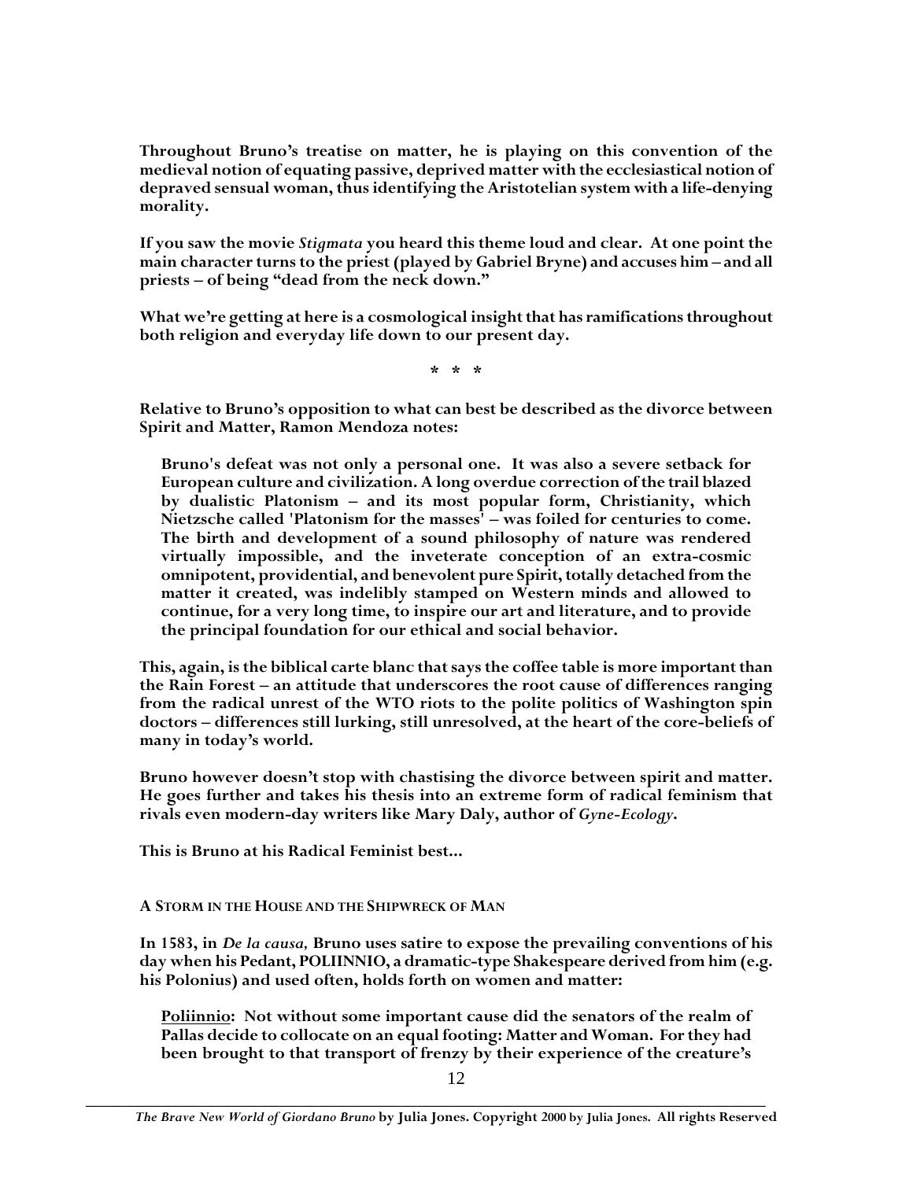**Throughout Bruno's treatise on matter, he is playing on this convention of the medieval notion of equating passive, deprived matter with the ecclesiastical notion of depraved sensual woman, thus identifying the Aristotelian system with a life-denying morality.**

**If you saw the movie *Stigmata* you heard this theme loud and clear. At one point the main character turns to the priest (played by Gabriel Bryne) and accuses him – and all priests – of being "dead from the neck down."**

**What we're getting at here is a cosmological insight that has ramifications throughout both religion and everyday life down to our present day.**

**\* \* \***

**Relative to Bruno's opposition to what can best be described as the divorce between Spirit and Matter, Ramon Mendoza notes:**

> **Bruno's defeat was not only a personal one. It was also a severe setback for European culture and civilization. A long overdue correction of the trail blazed by dualistic Platonism – and its most popular form, Christianity, which Nietzsche called 'Platonism for the masses' – was foiled for centuries to come. The birth and development of a sound philosophy of nature was rendered virtually impossible, and the inveterate conception of an extra-cosmic omnipotent, providential, and benevolent pure Spirit, totally detached from the matter it created, was indelibly stamped on Western minds and allowed to continue, for a very long time, to inspire our art and literature, and to provide the principal foundation for our ethical and social behavior.**

**This, again, is the biblical carte blanc that says the coffee table is more important than the Rain Forest – an attitude that underscores the root cause of differences ranging from the radical unrest of the WTO riots to the polite politics of Washington spin doctors – differences still lurking, still unresolved, at the heart of the core-beliefs of many in today's world.**

**Bruno however doesn't stop with chastising the divorce between spirit and matter. He goes further and takes his thesis into an extreme form of radical feminism that rivals even modern-day writers like Mary Daly, author of *Gyne-Ecology*.**

**This is Bruno at his Radical Feminist best...**

## A Storm in the House and the Shipwreck of Man

**In 1583, in *De la causa,* Bruno uses satire to expose the prevailing conventions of his day when his Pedant, POLIINNIO, a dramatic-type Shakespeare derived from him (e.g. his Polonius) and used often, holds forth on women and matter:**

> **<u>Poliinnio</u>: Not without some important cause did the senators of the realm of Pallas decide to collocate on an equal footing: Matter and Woman. For they had been brought to that transport of frenzy by their experience of the creature's**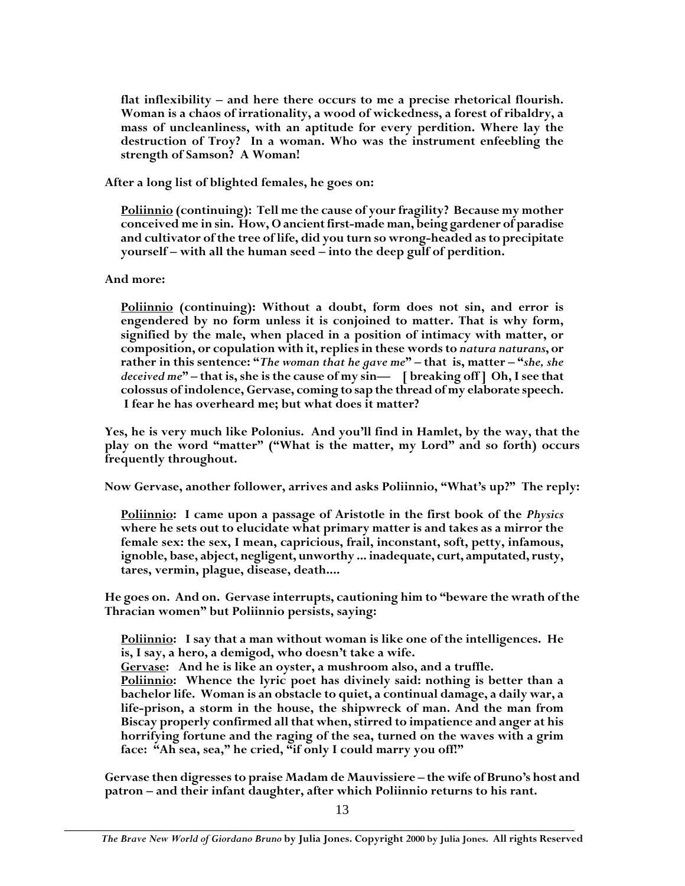flat inflexibility – and here there occurs to me a precise rhetorical flourish. Woman is a chaos of irrationality, a wood of wickedness, a forest of ribaldry, a mass of uncleanliness, with an aptitude for every perdition. Where lay the destruction of Troy? In a woman. Who was the instrument enfeebling the strength of Samson? A Woman!

After a long list of blighted females, he goes on:

> <u>Poliinnio</u> (continuing): Tell me the cause of your fragility? Because my mother conceived me in sin. How, O ancient first-made man, being gardener of paradise and cultivator of the tree of life, did you turn so wrong-headed as to precipitate yourself – with all the human seed – into the deep gulf of perdition.

And more:

> <u>Poliinnio</u> (continuing): Without a doubt, form does not sin, and error is engendered by no form unless it is conjoined to matter. That is why form, signified by the male, when placed in a position of intimacy with matter, or composition, or copulation with it, replies in these words to *natura naturans*, or rather in this sentence: "*The woman that he gave me*" – that is, matter – "*she, she deceived me*" – that is, she is the cause of my sin— [ breaking off ] Oh, I see that colossus of indolence, Gervase, coming to sap the thread of my elaborate speech. I fear he has overheard me; but what does it matter?

Yes, he is very much like Polonius. And you'll find in Hamlet, by the way, that the play on the word "matter" ("What is the matter, my Lord" and so forth) occurs frequently throughout.

Now Gervase, another follower, arrives and asks Poliinnio, "What's up?" The reply:

> <u>Poliinnio</u>: I came upon a passage of Aristotle in the first book of the *Physics* where he sets out to elucidate what primary matter is and takes as a mirror the female sex: the sex, I mean, capricious, frail, inconstant, soft, petty, infamous, ignoble, base, abject, negligent, unworthy ... inadequate, curt, amputated, rusty, tares, vermin, plague, disease, death....

He goes on. And on. Gervase interrupts, cautioning him to "beware the wrath of the Thracian women" but Poliinnio persists, saying:

> <u>Poliinnio</u>: I say that a man without woman is like one of the intelligences. He is, I say, a hero, a demigod, who doesn't take a wife.
> <u>Gervase</u>: And he is like an oyster, a mushroom also, and a truffle.
> <u>Poliinnio</u>: Whence the lyric poet has divinely said: nothing is better than a bachelor life. Woman is an obstacle to quiet, a continual damage, a daily war, a life-prison, a storm in the house, the shipwreck of man. And the man from Biscay properly confirmed all that when, stirred to impatience and anger at his horrifying fortune and the raging of the sea, turned on the waves with a grim face: "Ah sea, sea," he cried, "if only I could marry you off!"

Gervase then digresses to praise Madam de Mauvissiere – the wife of Bruno's host and patron – and their infant daughter, after which Poliinnio returns to his rant.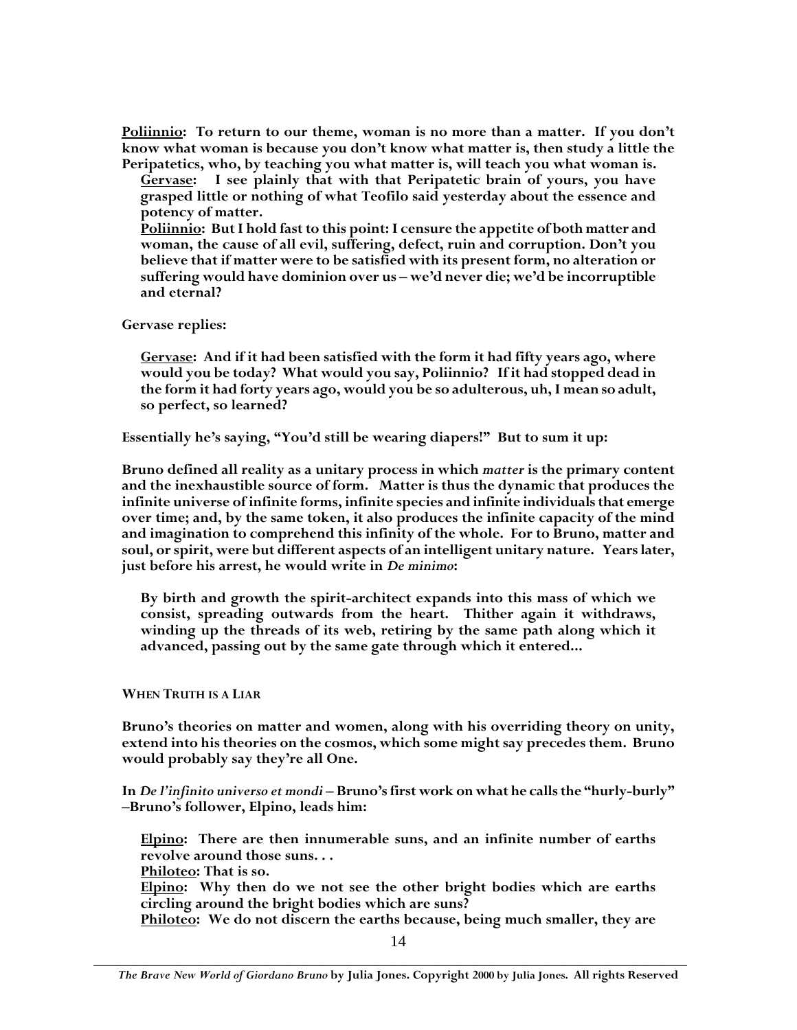**Poliinnio: To return to our theme, woman is no more than a matter. If you don't know what woman is because you don't know what matter is, then study a little the Peripatetics, who, by teaching you what matter is, will teach you what woman is.**

> **Gervase: I see plainly that with that Peripatetic brain of yours, you have grasped little or nothing of what Teofilo said yesterday about the essence and potency of matter.**
>
> **Poliinnio: But I hold fast to this point: I censure the appetite of both matter and woman, the cause of all evil, suffering, defect, ruin and corruption. Don't you believe that if matter were to be satisfied with its present form, no alteration or suffering would have dominion over us – we'd never die; we'd be incorruptible and eternal?**

**Gervase replies:**

> **Gervase: And if it had been satisfied with the form it had fifty years ago, where would you be today? What would you say, Poliinnio? If it had stopped dead in the form it had forty years ago, would you be so adulterous, uh, I mean so adult, so perfect, so learned?**

**Essentially he's saying, "You'd still be wearing diapers!" But to sum it up:**

**Bruno defined all reality as a unitary process in which *matter* is the primary content and the inexhaustible source of form. Matter is thus the dynamic that produces the infinite universe of infinite forms, infinite species and infinite individuals that emerge over time; and, by the same token, it also produces the infinite capacity of the mind and imagination to comprehend this infinity of the whole. For to Bruno, matter and soul, or spirit, were but different aspects of an intelligent unitary nature. Years later, just before his arrest, he would write in *De minimo*:**

> **By birth and growth the spirit-architect expands into this mass of which we consist, spreading outwards from the heart. Thither again it withdraws, winding up the threads of its web, retiring by the same path along which it advanced, passing out by the same gate through which it entered...**

## WHEN TRUTH IS A LIAR

**Bruno's theories on matter and women, along with his overriding theory on unity, extend into his theories on the cosmos, which some might say precedes them. Bruno would probably say they're all One.**

**In *De l'infinito universo et mondi* – Bruno's first work on what he calls the "hurly-burly" –Bruno's follower, Elpino, leads him:**

> **Elpino: There are then innumerable suns, and an infinite number of earths revolve around those suns. . .**
>
> **Philoteo: That is so.**
>
> **Elpino: Why then do we not see the other bright bodies which are earths circling around the bright bodies which are suns?**
>
> **Philoteo: We do not discern the earths because, being much smaller, they are**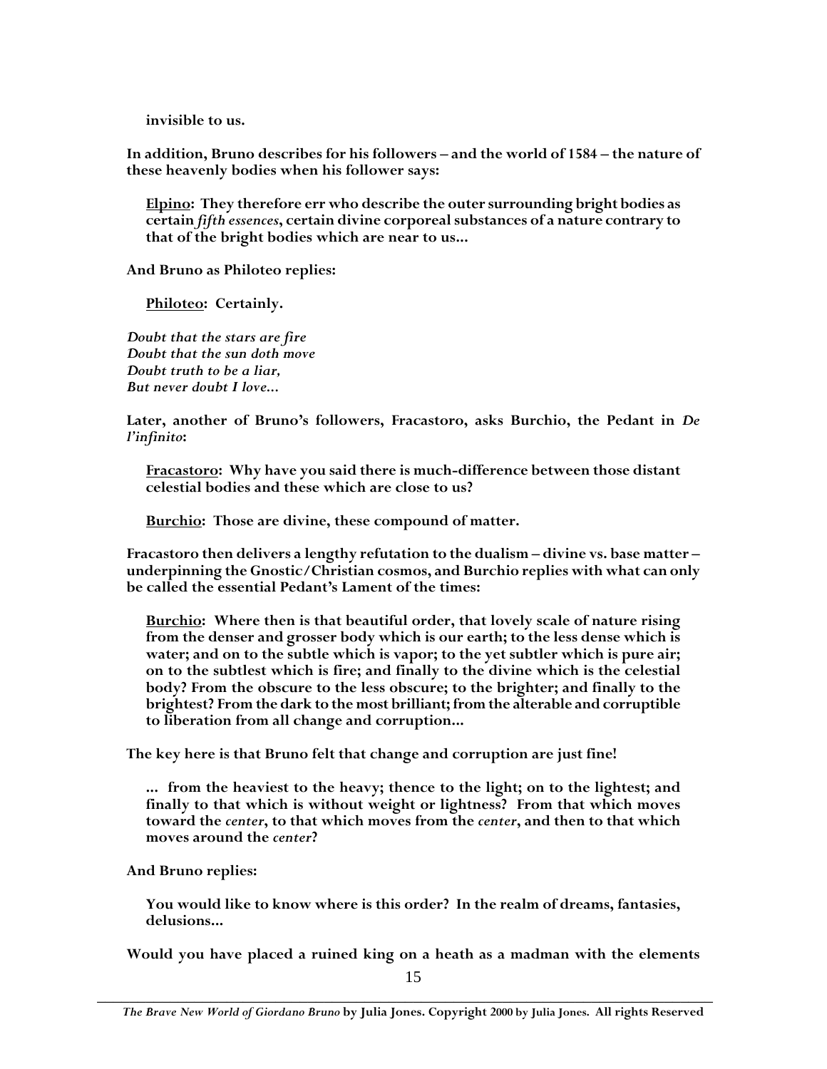**invisible to us.**

**In addition, Bruno describes for his followers – and the world of 1584 – the nature of these heavenly bodies when his follower says:**

> **Elpino: They therefore err who describe the outer surrounding bright bodies as certain *fifth essences*, certain divine corporeal substances of a nature contrary to that of the bright bodies which are near to us...**

**And Bruno as Philoteo replies:**

> **Philoteo: Certainly.**

***Doubt that the stars are fire***
***Doubt that the sun doth move***
***Doubt truth to be a liar,***
***But never doubt I love...***

**Later, another of Bruno's followers, Fracastoro, asks Burchio, the Pedant in *De l'infinito*:**

> **Fracastoro: Why have you said there is much-difference between those distant celestial bodies and these which are close to us?**
>
> **Burchio: Those are divine, these compound of matter.**

**Fracastoro then delivers a lengthy refutation to the dualism – divine vs. base matter – underpinning the Gnostic/Christian cosmos, and Burchio replies with what can only be called the essential Pedant's Lament of the times:**

> **Burchio: Where then is that beautiful order, that lovely scale of nature rising from the denser and grosser body which is our earth; to the less dense which is water; and on to the subtle which is vapor; to the yet subtler which is pure air; on to the subtlest which is fire; and finally to the divine which is the celestial body? From the obscure to the less obscure; to the brighter; and finally to the brightest? From the dark to the most brilliant; from the alterable and corruptible to liberation from all change and corruption...**

**The key here is that Bruno felt that change and corruption are just fine!**

> **... from the heaviest to the heavy; thence to the light; on to the lightest; and finally to that which is without weight or lightness? From that which moves toward the *center*, to that which moves from the *center*, and then to that which moves around the *center*?**

**And Bruno replies:**

> **You would like to know where is this order? In the realm of dreams, fantasies, delusions...**

**Would you have placed a ruined king on a heath as a madman with the elements**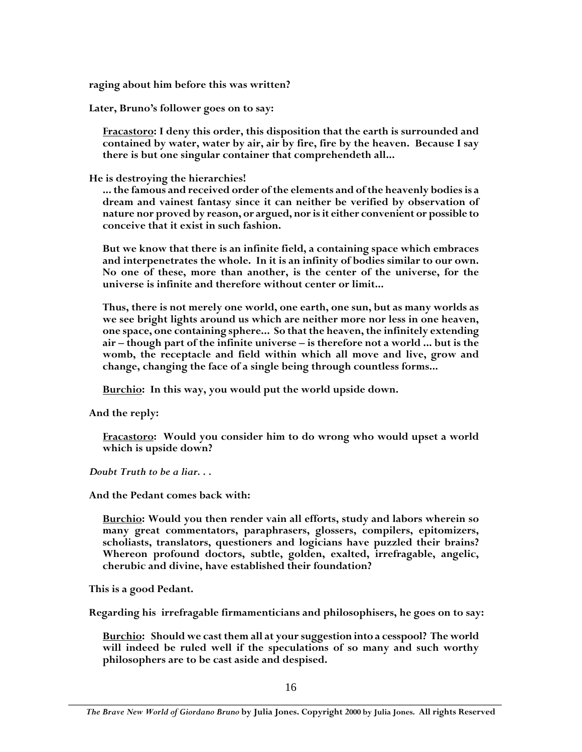**raging about him before this was written?**

**Later, Bruno's follower goes on to say:**

> **<u>Fracastoro</u>: I deny this order, this disposition that the earth is surrounded and contained by water, water by air, air by fire, fire by the heaven. Because I say there is but one singular container that comprehendeth all...**

**He is destroying the hierarchies!**

> **... the famous and received order of the elements and of the heavenly bodies is a dream and vainest fantasy since it can neither be verified by observation of nature nor proved by reason, or argued, nor is it either convenient or possible to conceive that it exist in such fashion.**
>
> **But we know that there is an infinite field, a containing space which embraces and interpenetrates the whole. In it is an infinity of bodies similar to our own. No one of these, more than another, is the center of the universe, for the universe is infinite and therefore without center or limit...**
>
> **Thus, there is not merely one world, one earth, one sun, but as many worlds as we see bright lights around us which are neither more nor less in one heaven, one space, one containing sphere... So that the heaven, the infinitely extending air – though part of the infinite universe – is therefore not a world ... but is the womb, the receptacle and field within which all move and live, grow and change, changing the face of a single being through countless forms...**
>
> **<u>Burchio</u>: In this way, you would put the world upside down.**

**And the reply:**

> **<u>Fracastoro</u>: Would you consider him to do wrong who would upset a world which is upside down?**

***Doubt Truth to be a liar. . .***

**And the Pedant comes back with:**

> **<u>Burchio</u>: Would you then render vain all efforts, study and labors wherein so many great commentators, paraphrasers, glossers, compilers, epitomizers, scholiasts, translators, questioners and logicians have puzzled their brains? Whereon profound doctors, subtle, golden, exalted, irrefragable, angelic, cherubic and divine, have established their foundation?**

**This is a good Pedant.**

**Regarding his irrefragable firmamenticians and philosophisers, he goes on to say:**

> **<u>Burchio</u>: Should we cast them all at your suggestion into a cesspool? The world will indeed be ruled well if the speculations of so many and such worthy philosophers are to be cast aside and despised.**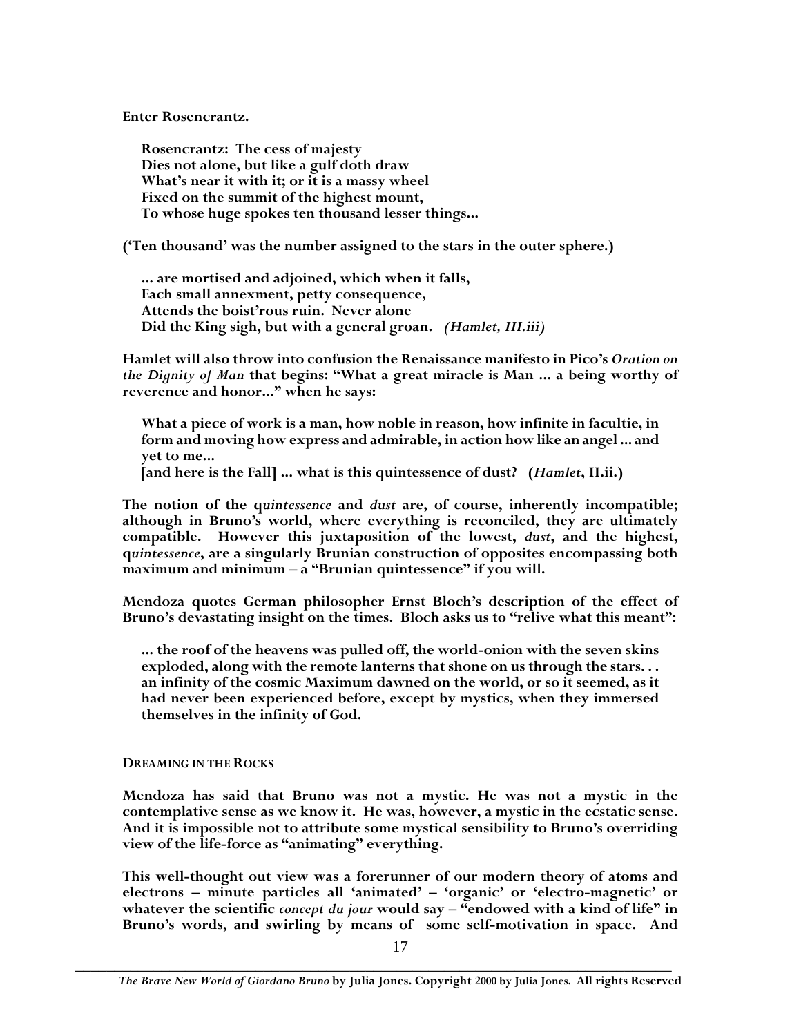**Enter Rosencrantz.**

> **Rosencrantz: The cess of majesty**
> **Dies not alone, but like a gulf doth draw**
> **What's near it with it; or it is a massy wheel**
> **Fixed on the summit of the highest mount,**
> **To whose huge spokes ten thousand lesser things...**

**('Ten thousand' was the number assigned to the stars in the outer sphere.)**

> **... are mortised and adjoined, which when it falls,**
> **Each small annexment, petty consequence,**
> **Attends the boist'rous ruin. Never alone**
> **Did the King sigh, but with a general groan.** ***(Hamlet, III.iii)***

**Hamlet will also throw into confusion the Renaissance manifesto in Pico's *Oration on the Dignity of Man* that begins: "What a great miracle is Man ... a being worthy of reverence and honor..." when he says:**

> **What a piece of work is a man, how noble in reason, how infinite in facultie, in form and moving how express and admirable, in action how like an angel ... and yet to me...**
> **[and here is the Fall] ... what is this quintessence of dust? (*Hamlet*, II.ii.)**

**The notion of the q*uintessence* and *dust* are, of course, inherently incompatible; although in Bruno's world, where everything is reconciled, they are ultimately compatible. However this juxtaposition of the lowest, *dust*, and the highest, q*uintessence*, are a singularly Brunian construction of opposites encompassing both maximum and minimum – a "Brunian quintessence" if you will.**

**Mendoza quotes German philosopher Ernst Bloch's description of the effect of Bruno's devastating insight on the times. Bloch asks us to "relive what this meant":**

> **... the roof of the heavens was pulled off, the world-onion with the seven skins exploded, along with the remote lanterns that shone on us through the stars. . . an infinity of the cosmic Maximum dawned on the world, or so it seemed, as it had never been experienced before, except by mystics, when they immersed themselves in the infinity of God.**

### DREAMING IN THE ROCKS

**Mendoza has said that Bruno was not a mystic. He was not a mystic in the contemplative sense as we know it. He was, however, a mystic in the ecstatic sense. And it is impossible not to attribute some mystical sensibility to Bruno's overriding view of the life-force as "animating" everything.**

**This well-thought out view was a forerunner of our modern theory of atoms and electrons – minute particles all 'animated' – 'organic' or 'electro-magnetic' or whatever the scientific *concept du jour* would say – "endowed with a kind of life" in Bruno's words, and swirling by means of some self-motivation in space. And**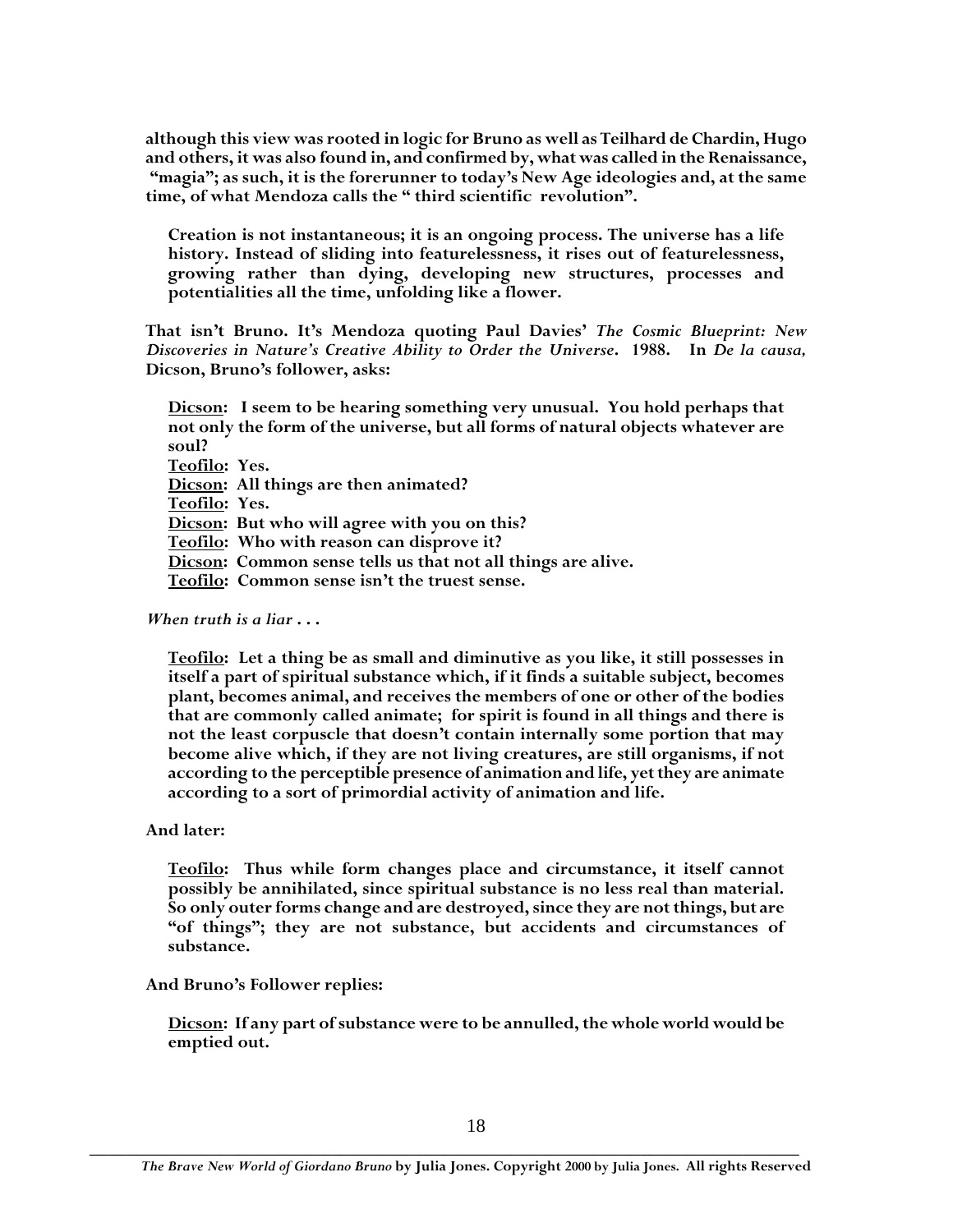**although this view was rooted in logic for Bruno as well as Teilhard de Chardin, Hugo and others, it was also found in, and confirmed by, what was called in the Renaissance, "magia"; as such, it is the forerunner to today's New Age ideologies and, at the same time, of what Mendoza calls the " third scientific revolution".**

> **Creation is not instantaneous; it is an ongoing process. The universe has a life history. Instead of sliding into featurelessness, it rises out of featurelessness, growing rather than dying, developing new structures, processes and potentialities all the time, unfolding like a flower.**

**That isn't Bruno. It's Mendoza quoting Paul Davies'** ***The Cosmic Blueprint: New Discoveries in Nature's Creative Ability to Order the Universe*****. 1988. In** ***De la causa,*** **Dicson, Bruno's follower, asks:**

> **Dicson: I seem to be hearing something very unusual. You hold perhaps that not only the form of the universe, but all forms of natural objects whatever are soul?**
> **Teofilo: Yes.**
> **Dicson: All things are then animated?**
> **Teofilo: Yes.**
> **Dicson: But who will agree with you on this?**
> **Teofilo: Who with reason can disprove it?**
> **Dicson: Common sense tells us that not all things are alive.**
> **Teofilo: Common sense isn't the truest sense.**

***When truth is a liar . . .***

> **Teofilo: Let a thing be as small and diminutive as you like, it still possesses in itself a part of spiritual substance which, if it finds a suitable subject, becomes plant, becomes animal, and receives the members of one or other of the bodies that are commonly called animate; for spirit is found in all things and there is not the least corpuscle that doesn't contain internally some portion that may become alive which, if they are not living creatures, are still organisms, if not according to the perceptible presence of animation and life, yet they are animate according to a sort of primordial activity of animation and life.**

**And later:**

> **Teofilo: Thus while form changes place and circumstance, it itself cannot possibly be annihilated, since spiritual substance is no less real than material. So only outer forms change and are destroyed, since they are not things, but are "of things"; they are not substance, but accidents and circumstances of substance.**

**And Bruno's Follower replies:**

> **Dicson: If any part of substance were to be annulled, the whole world would be emptied out.**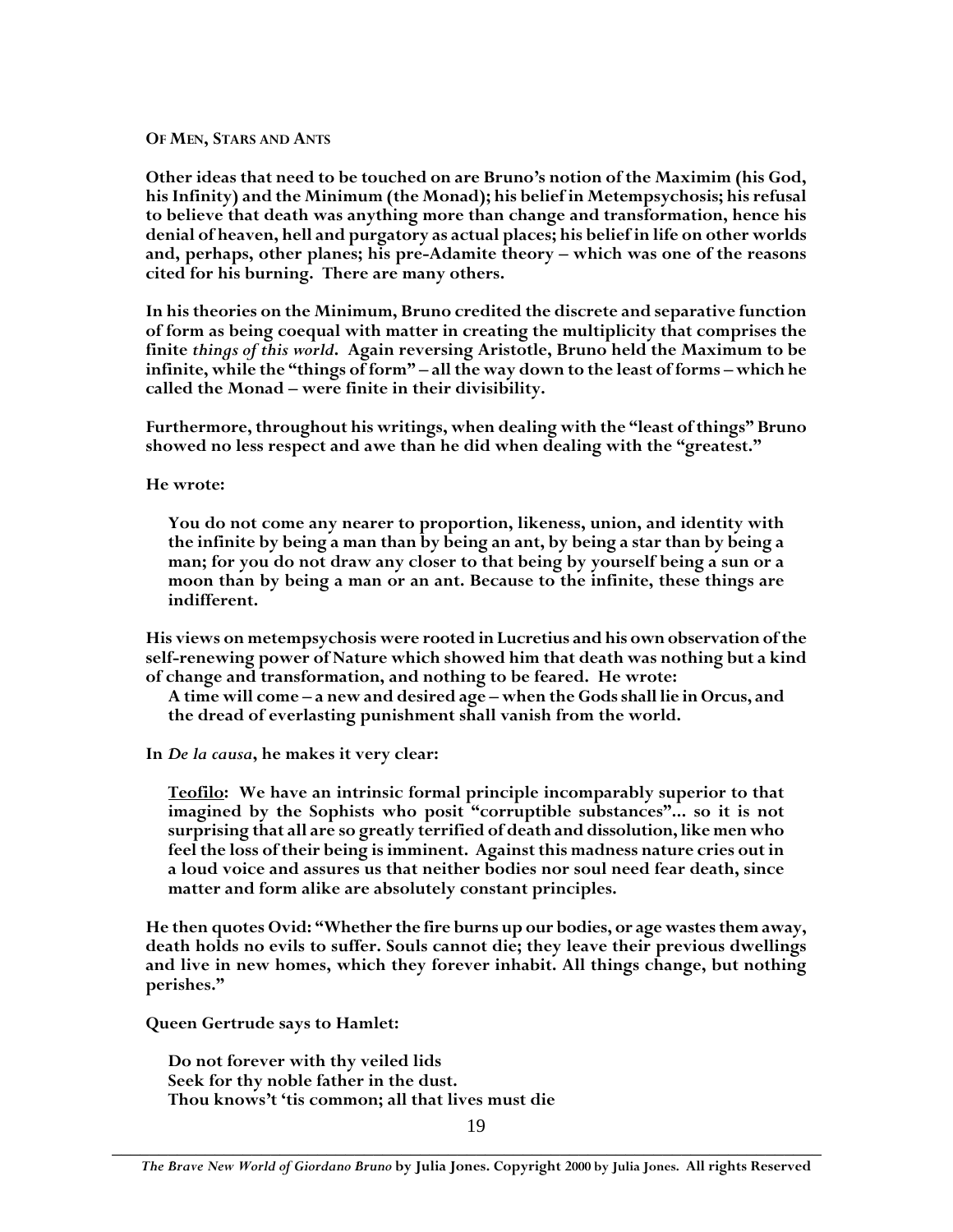## OF MEN, STARS AND ANTS

**Other ideas that need to be touched on are Bruno's notion of the Maximim (his God, his Infinity) and the Minimum (the Monad); his belief in Metempsychosis; his refusal to believe that death was anything more than change and transformation, hence his denial of heaven, hell and purgatory as actual places; his belief in life on other worlds and, perhaps, other planes; his pre-Adamite theory – which was one of the reasons cited for his burning. There are many others.**

**In his theories on the Minimum, Bruno credited the discrete and separative function of form as being coequal with matter in creating the multiplicity that comprises the finite *things of this world*. Again reversing Aristotle, Bruno held the Maximum to be infinite, while the "things of form" – all the way down to the least of forms – which he called the Monad – were finite in their divisibility.**

**Furthermore, throughout his writings, when dealing with the "least of things" Bruno showed no less respect and awe than he did when dealing with the "greatest."**

**He wrote:**

> **You do not come any nearer to proportion, likeness, union, and identity with the infinite by being a man than by being an ant, by being a star than by being a man; for you do not draw any closer to that being by yourself being a sun or a moon than by being a man or an ant. Because to the infinite, these things are indifferent.**

**His views on metempsychosis were rooted in Lucretius and his own observation of the self-renewing power of Nature which showed him that death was nothing but a kind of change and transformation, and nothing to be feared. He wrote:**

> **A time will come – a new and desired age – when the Gods shall lie in Orcus, and the dread of everlasting punishment shall vanish from the world.**

**In *De la causa*, he makes it very clear:**

> **Teofilo: We have an intrinsic formal principle incomparably superior to that imagined by the Sophists who posit "corruptible substances"... so it is not surprising that all are so greatly terrified of death and dissolution, like men who feel the loss of their being is imminent. Against this madness nature cries out in a loud voice and assures us that neither bodies nor soul need fear death, since matter and form alike are absolutely constant principles.**

**He then quotes Ovid: "Whether the fire burns up our bodies, or age wastes them away, death holds no evils to suffer. Souls cannot die; they leave their previous dwellings and live in new homes, which they forever inhabit. All things change, but nothing perishes."**

**Queen Gertrude says to Hamlet:**

> **Do not forever with thy veiled lids**
> **Seek for thy noble father in the dust.**
> **Thou knows't 'tis common; all that lives must die**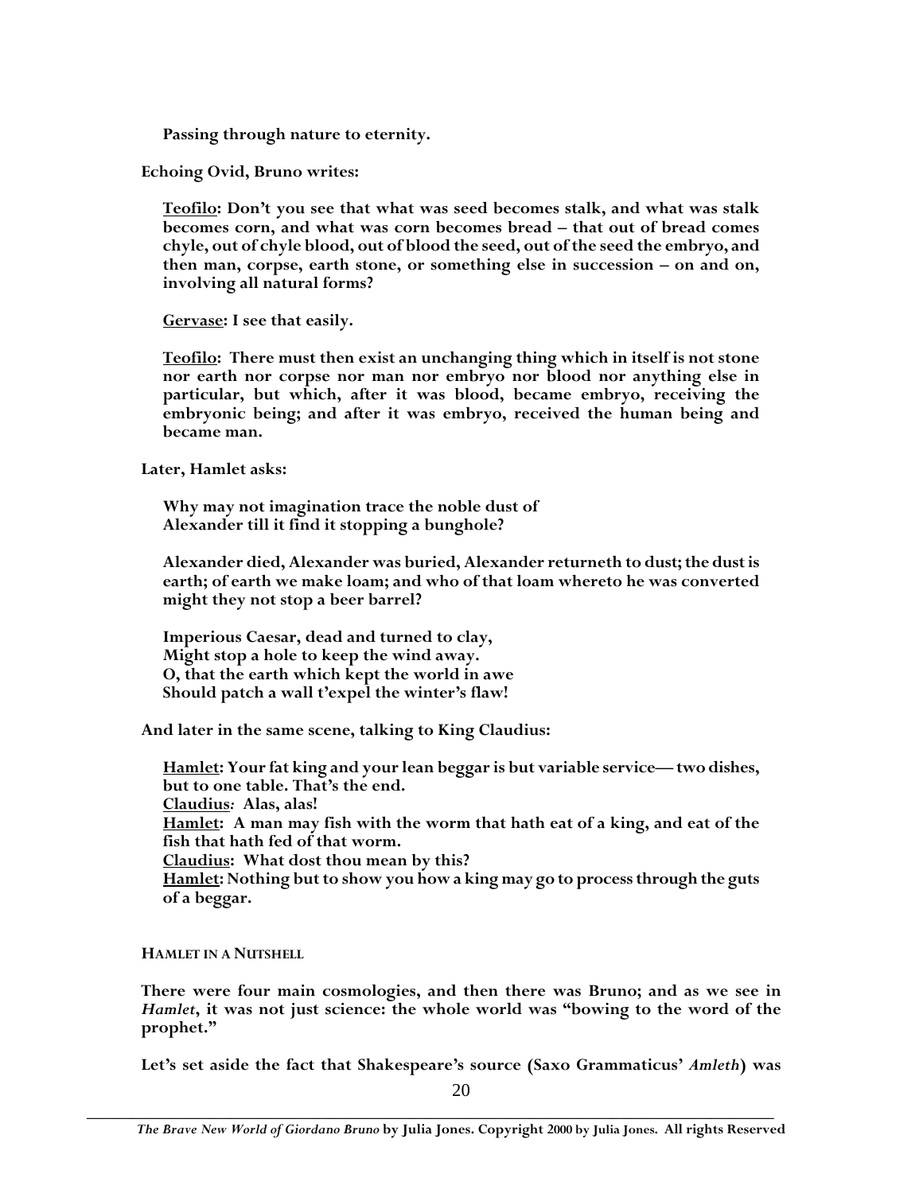> **Passing through nature to eternity.**

**Echoing Ovid, Bruno writes:**

> **<u>Teofilo</u>: Don't you see that what was seed becomes stalk, and what was stalk becomes corn, and what was corn becomes bread – that out of bread comes chyle, out of chyle blood, out of blood the seed, out of the seed the embryo, and then man, corpse, earth stone, or something else in succession – on and on, involving all natural forms?**
>
> **<u>Gervase</u>: I see that easily.**
>
> **<u>Teofilo</u>: There must then exist an unchanging thing which in itself is not stone nor earth nor corpse nor man nor embryo nor blood nor anything else in particular, but which, after it was blood, became embryo, receiving the embryonic being; and after it was embryo, received the human being and became man.**

**Later, Hamlet asks:**

> **Why may not imagination trace the noble dust of
> Alexander till it find it stopping a bunghole?**
>
> **Alexander died, Alexander was buried, Alexander returneth to dust; the dust is earth; of earth we make loam; and who of that loam whereto he was converted might they not stop a beer barrel?**
>
> **Imperious Caesar, dead and turned to clay,
> Might stop a hole to keep the wind away.
> O, that the earth which kept the world in awe
> Should patch a wall t'expel the winter's flaw!**

**And later in the same scene, talking to King Claudius:**

> **<u>Hamlet</u>: Your fat king and your lean beggar is but variable service— two dishes, but to one table. That's the end.
> <u>Claudius</u>: Alas, alas!
> <u>Hamlet</u>: A man may fish with the worm that hath eat of a king, and eat of the fish that hath fed of that worm.
> <u>Claudius</u>: What dost thou mean by this?
> <u>Hamlet</u>: Nothing but to show you how a king may go to process through the guts of a beggar.**

#### HAMLET IN A NUTSHELL

**There were four main cosmologies, and then there was Bruno; and as we see in *Hamlet*, it was not just science: the whole world was "bowing to the word of the prophet."**

**Let's set aside the fact that Shakespeare's source (Saxo Grammaticus' *Amleth*) was**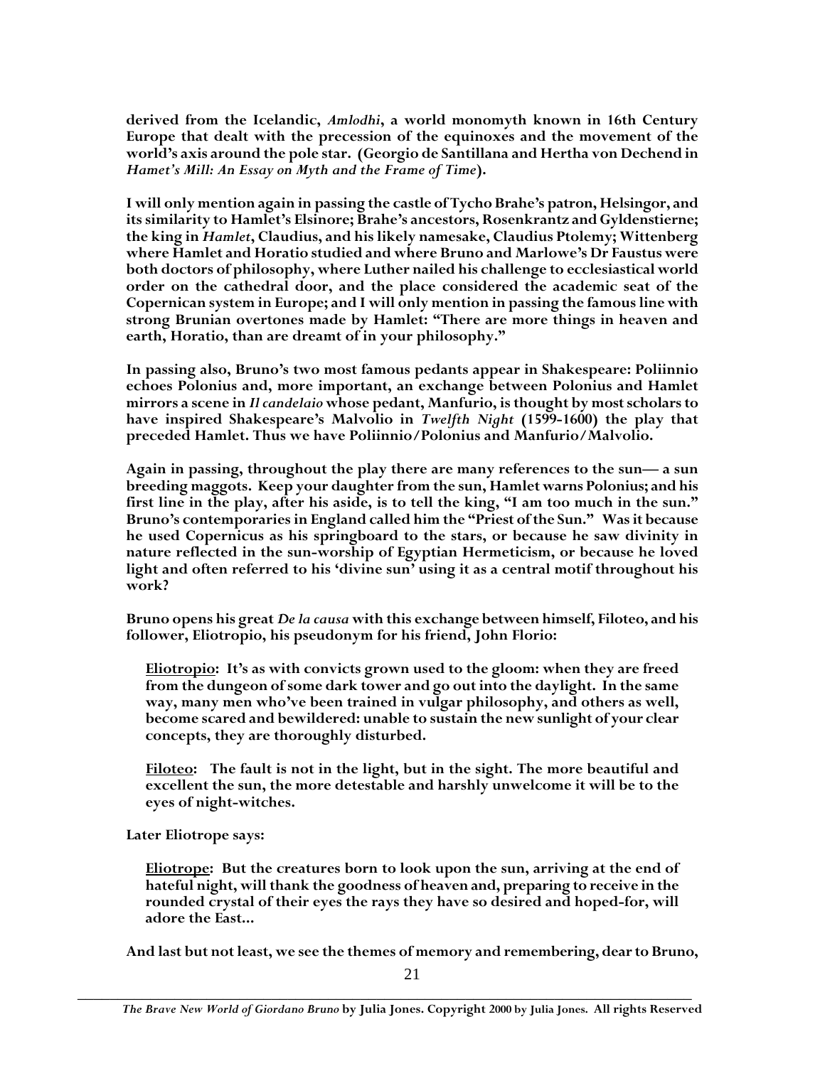**derived from the Icelandic, *Amlodhi*, a world monomyth known in 16th Century Europe that dealt with the precession of the equinoxes and the movement of the world's axis around the pole star. (Georgio de Santillana and Hertha von Dechend in *Hamet's Mill: An Essay on Myth and the Frame of Time*).**

**I will only mention again in passing the castle of Tycho Brahe's patron, Helsingor, and its similarity to Hamlet's Elsinore; Brahe's ancestors, Rosenkrantz and Gyldenstierne; the king in *Hamlet*, Claudius, and his likely namesake, Claudius Ptolemy; Wittenberg where Hamlet and Horatio studied and where Bruno and Marlowe's Dr Faustus were both doctors of philosophy, where Luther nailed his challenge to ecclesiastical world order on the cathedral door, and the place considered the academic seat of the Copernican system in Europe; and I will only mention in passing the famous line with strong Brunian overtones made by Hamlet: "There are more things in heaven and earth, Horatio, than are dreamt of in your philosophy."**

**In passing also, Bruno's two most famous pedants appear in Shakespeare: Poliinnio echoes Polonius and, more important, an exchange between Polonius and Hamlet mirrors a scene in *Il candelaio* whose pedant, Manfurio, is thought by most scholars to have inspired Shakespeare's Malvolio in *Twelfth Night* (1599-1600) the play that preceded Hamlet. Thus we have Poliinnio/Polonius and Manfurio/Malvolio.**

**Again in passing, throughout the play there are many references to the sun— a sun breeding maggots. Keep your daughter from the sun, Hamlet warns Polonius; and his first line in the play, after his aside, is to tell the king, "I am too much in the sun." Bruno's contemporaries in England called him the "Priest of the Sun." Was it because he used Copernicus as his springboard to the stars, or because he saw divinity in nature reflected in the sun-worship of Egyptian Hermeticism, or because he loved light and often referred to his 'divine sun' using it as a central motif throughout his work?**

**Bruno opens his great *De la causa* with this exchange between himself, Filoteo, and his follower, Eliotropio, his pseudonym for his friend, John Florio:**

> **<u>Eliotropio</u>: It's as with convicts grown used to the gloom: when they are freed from the dungeon of some dark tower and go out into the daylight. In the same way, many men who've been trained in vulgar philosophy, and others as well, become scared and bewildered: unable to sustain the new sunlight of your clear concepts, they are thoroughly disturbed.**
>
> **<u>Filoteo</u>: The fault is not in the light, but in the sight. The more beautiful and excellent the sun, the more detestable and harshly unwelcome it will be to the eyes of night-witches.**

**Later Eliotrope says:**

> **<u>Eliotrope</u>: But the creatures born to look upon the sun, arriving at the end of hateful night, will thank the goodness of heaven and, preparing to receive in the rounded crystal of their eyes the rays they have so desired and hoped-for, will adore the East...**

**And last but not least, we see the themes of memory and remembering, dear to Bruno,**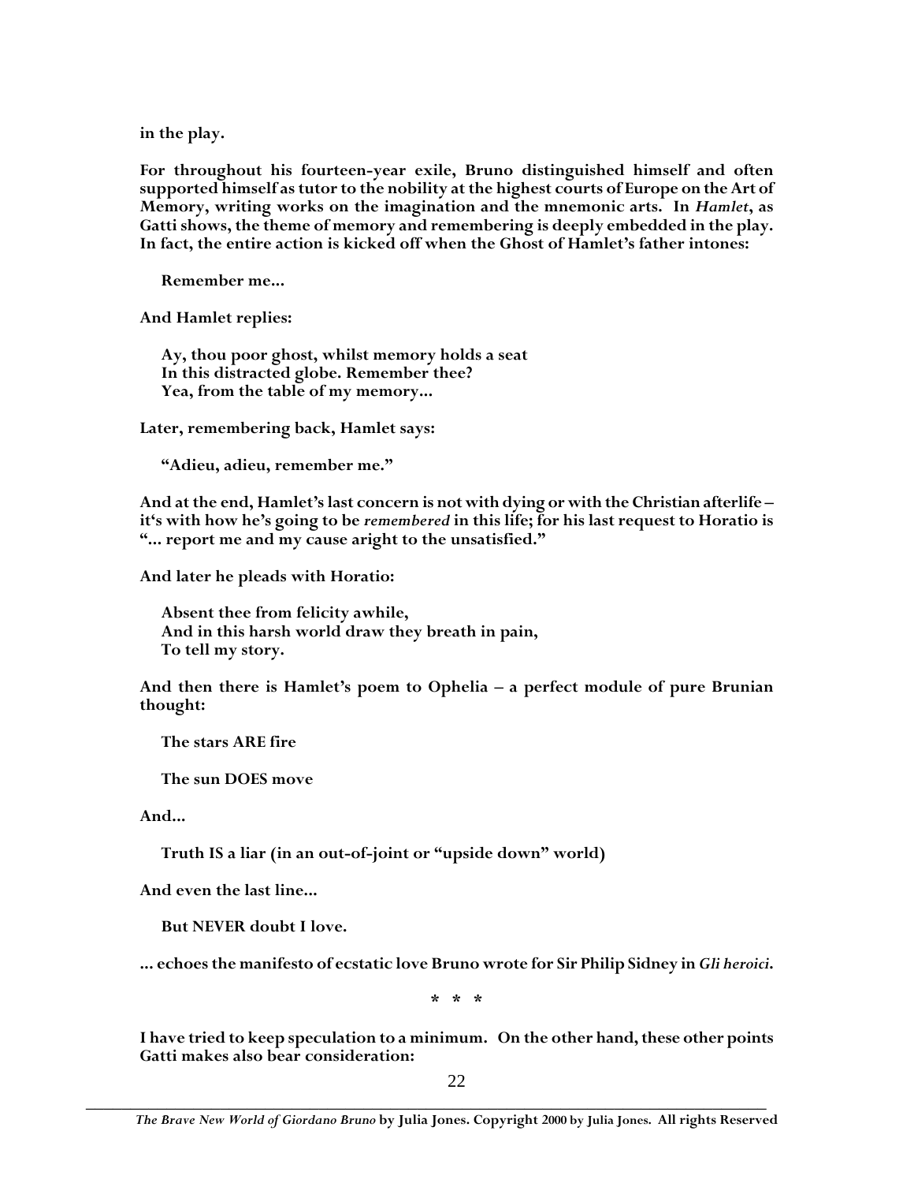**in the play.**

**For throughout his fourteen-year exile, Bruno distinguished himself and often supported himself as tutor to the nobility at the highest courts of Europe on the Art of Memory, writing works on the imagination and the mnemonic arts. In *Hamlet*, as Gatti shows, the theme of memory and remembering is deeply embedded in the play. In fact, the entire action is kicked off when the Ghost of Hamlet's father intones:**

> **Remember me...**

**And Hamlet replies:**

> **Ay, thou poor ghost, whilst memory holds a seat**
> **In this distracted globe. Remember thee?**
> **Yea, from the table of my memory...**

**Later, remembering back, Hamlet says:**

> **"Adieu, adieu, remember me."**

**And at the end, Hamlet's last concern is not with dying or with the Christian afterlife – it's with how he's going to be *remembered* in this life; for his last request to Horatio is "... report me and my cause aright to the unsatisfied."**

**And later he pleads with Horatio:**

> **Absent thee from felicity awhile,**
> **And in this harsh world draw they breath in pain,**
> **To tell my story.**

**And then there is Hamlet's poem to Ophelia – a perfect module of pure Brunian thought:**

> **The stars ARE fire**
>
> **The sun DOES move**

**And...**

> **Truth IS a liar (in an out-of-joint or "upside down" world)**

**And even the last line...**

> **But NEVER doubt I love.**

**... echoes the manifesto of ecstatic love Bruno wrote for Sir Philip Sidney in *Gli heroici*.**

**\* \* \***

**I have tried to keep speculation to a minimum. On the other hand, these other points Gatti makes also bear consideration:**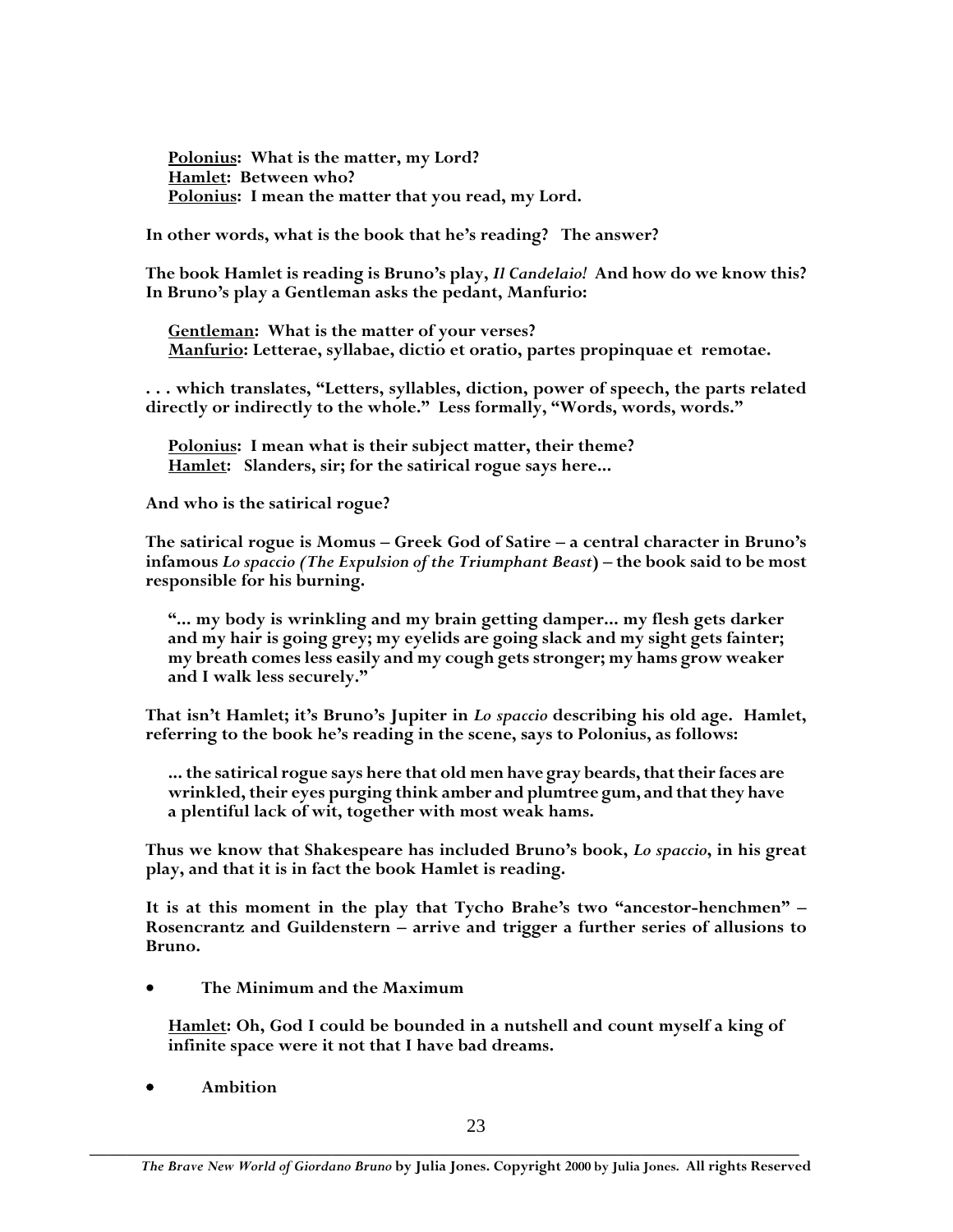**Polonius: What is the matter, my Lord?**
**Hamlet: Between who?**
**Polonius: I mean the matter that you read, my Lord.**

**In other words, what is the book that he's reading? The answer?**

**The book Hamlet is reading is Bruno's play, *Il Candelaio!* And how do we know this? In Bruno's play a Gentleman asks the pedant, Manfurio:**

**Gentleman: What is the matter of your verses?**
**Manfurio: Letterae, syllabae, dictio et oratio, partes propinquae et remotae.**

**. . . which translates, "Letters, syllables, diction, power of speech, the parts related directly or indirectly to the whole." Less formally, "Words, words, words."**

**Polonius: I mean what is their subject matter, their theme?**
**Hamlet: Slanders, sir; for the satirical rogue says here...**

**And who is the satirical rogue?**

**The satirical rogue is Momus – Greek God of Satire – a central character in Bruno's infamous *Lo spaccio (The Expulsion of the Triumphant Beast*) – the book said to be most responsible for his burning.**

> **"... my body is wrinkling and my brain getting damper... my flesh gets darker and my hair is going grey; my eyelids are going slack and my sight gets fainter; my breath comes less easily and my cough gets stronger; my hams grow weaker and I walk less securely."**

**That isn't Hamlet; it's Bruno's Jupiter in *Lo spaccio* describing his old age. Hamlet, referring to the book he's reading in the scene, says to Polonius, as follows:**

> **... the satirical rogue says here that old men have gray beards, that their faces are wrinkled, their eyes purging think amber and plumtree gum, and that they have a plentiful lack of wit, together with most weak hams.**

**Thus we know that Shakespeare has included Bruno's book, *Lo spaccio*, in his great play, and that it is in fact the book Hamlet is reading.**

**It is at this moment in the play that Tycho Brahe's two "ancestor-henchmen" – Rosencrantz and Guildenstern – arrive and trigger a further series of allusions to Bruno.**

- **The Minimum and the Maximum**

**Hamlet: Oh, God I could be bounded in a nutshell and count myself a king of infinite space were it not that I have bad dreams.**

- **Ambition**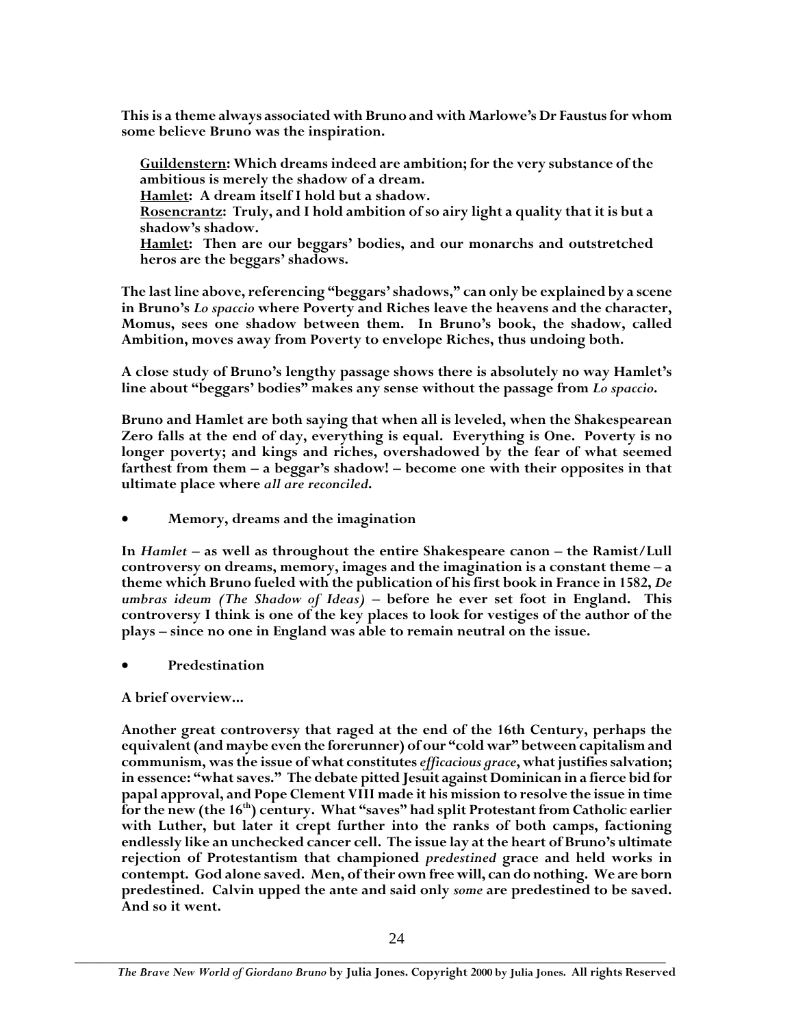**This is a theme always associated with Bruno and with Marlowe's Dr Faustus for whom some believe Bruno was the inspiration.**

> **<u>Guildenstern</u>: Which dreams indeed are ambition; for the very substance of the ambitious is merely the shadow of a dream.**
> **<u>Hamlet</u>: A dream itself I hold but a shadow.**
> **<u>Rosencrantz</u>: Truly, and I hold ambition of so airy light a quality that it is but a shadow's shadow.**
> **<u>Hamlet</u>: Then are our beggars' bodies, and our monarchs and outstretched heros are the beggars' shadows.**

**The last line above, referencing "beggars' shadows," can only be explained by a scene in Bruno's *Lo spaccio* where Poverty and Riches leave the heavens and the character, Momus, sees one shadow between them. In Bruno's book, the shadow, called Ambition, moves away from Poverty to envelope Riches, thus undoing both.**

**A close study of Bruno's lengthy passage shows there is absolutely no way Hamlet's line about "beggars' bodies" makes any sense without the passage from *Lo spaccio*.**

**Bruno and Hamlet are both saying that when all is leveled, when the Shakespearean Zero falls at the end of day, everything is equal. Everything is One. Poverty is no longer poverty; and kings and riches, overshadowed by the fear of what seemed farthest from them – a beggar's shadow! – become one with their opposites in that ultimate place where *all are reconciled*.**

- **Memory, dreams and the imagination**

**In *Hamlet* – as well as throughout the entire Shakespeare canon – the Ramist/Lull controversy on dreams, memory, images and the imagination is a constant theme – a theme which Bruno fueled with the publication of his first book in France in 1582, *De umbras ideum (The Shadow of Ideas)* – before he ever set foot in England. This controversy I think is one of the key places to look for vestiges of the author of the plays – since no one in England was able to remain neutral on the issue.**

- **Predestination**

**A brief overview...**

**Another great controversy that raged at the end of the 16th Century, perhaps the equivalent (and maybe even the forerunner) of our "cold war" between capitalism and communism, was the issue of what constitutes *efficacious grace*, what justifies salvation; in essence: "what saves." The debate pitted Jesuit against Dominican in a fierce bid for papal approval, and Pope Clement VIII made it his mission to resolve the issue in time for the new (the 16th) century. What "saves" had split Protestant from Catholic earlier with Luther, but later it crept further into the ranks of both camps, factioning endlessly like an unchecked cancer cell. The issue lay at the heart of Bruno's ultimate rejection of Protestantism that championed *predestined* grace and held works in contempt. God alone saved. Men, of their own free will, can do nothing. We are born predestined. Calvin upped the ante and said only *some* are predestined to be saved. And so it went.**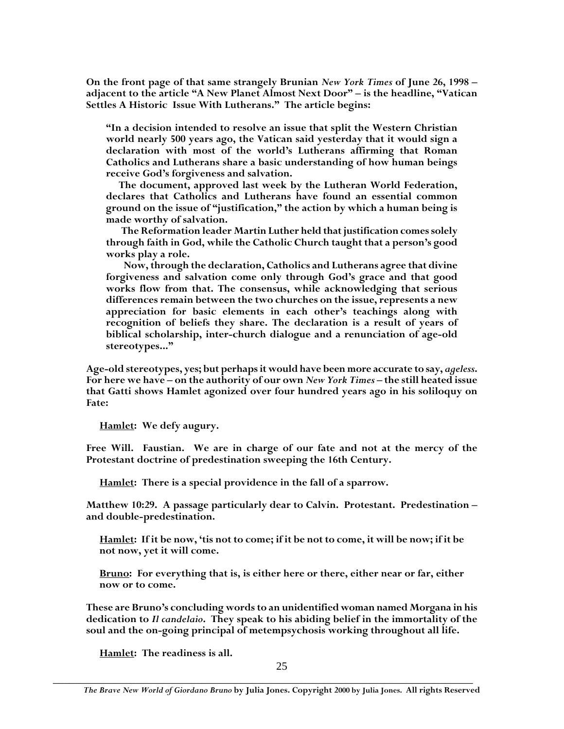**On the front page of that same strangely Brunian *New York Times* of June 26, 1998 – adjacent to the article "A New Planet Almost Next Door" – is the headline, "Vatican Settles A Historic Issue With Lutherans." The article begins:**

> **"In a decision intended to resolve an issue that split the Western Christian world nearly 500 years ago, the Vatican said yesterday that it would sign a declaration with most of the world's Lutherans affirming that Roman Catholics and Lutherans share a basic understanding of how human beings receive God's forgiveness and salvation.**
>
> **The document, approved last week by the Lutheran World Federation, declares that Catholics and Lutherans have found an essential common ground on the issue of "justification," the action by which a human being is made worthy of salvation.**
>
> **The Reformation leader Martin Luther held that justification comes solely through faith in God, while the Catholic Church taught that a person's good works play a role.**
>
> **Now, through the declaration, Catholics and Lutherans agree that divine forgiveness and salvation come only through God's grace and that good works flow from that. The consensus, while acknowledging that serious differences remain between the two churches on the issue, represents a new appreciation for basic elements in each other's teachings along with recognition of beliefs they share. The declaration is a result of years of biblical scholarship, inter-church dialogue and a renunciation of age-old stereotypes..."**

**Age-old stereotypes, yes; but perhaps it would have been more accurate to say, *ageless*. For here we have – on the authority of our own *New York Times* – the still heated issue that Gatti shows Hamlet agonized over four hundred years ago in his soliloquy on Fate:**

> **<u>Hamlet</u>: We defy augury.**

**Free Will. Faustian. We are in charge of our fate and not at the mercy of the Protestant doctrine of predestination sweeping the 16th Century.**

> **<u>Hamlet</u>: There is a special providence in the fall of a sparrow.**

**Matthew 10:29. A passage particularly dear to Calvin. Protestant. Predestination – and double-predestination.**

> **<u>Hamlet</u>: If it be now, 'tis not to come; if it be not to come, it will be now; if it be not now, yet it will come.**
>
> **<u>Bruno</u>: For everything that is, is either here or there, either near or far, either now or to come.**

**These are Bruno's concluding words to an unidentified woman named Morgana in his dedication to *Il candelaio*. They speak to his abiding belief in the immortality of the soul and the on-going principal of metempsychosis working throughout all life.**

> **<u>Hamlet</u>: The readiness is all.**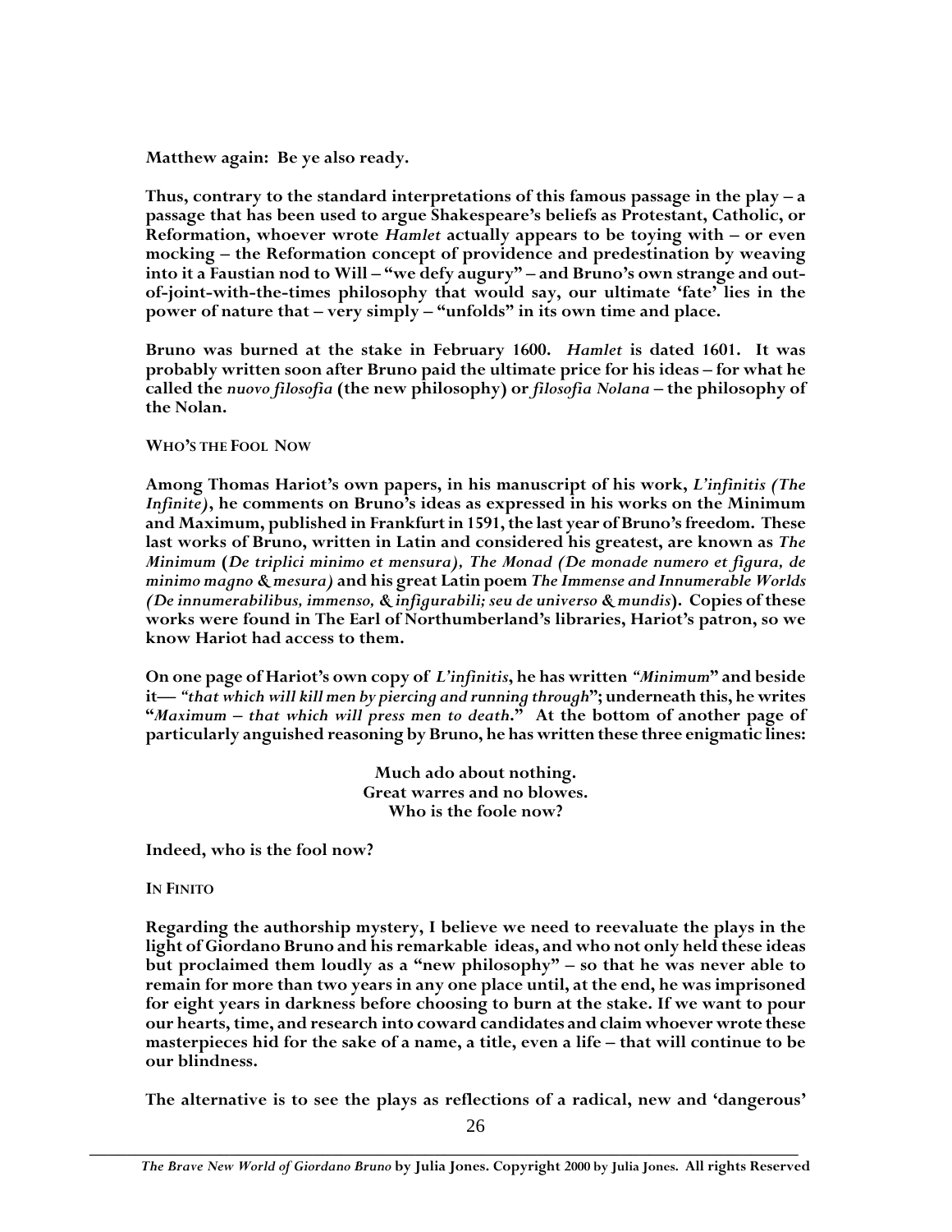**Matthew again: Be ye also ready.**

**Thus, contrary to the standard interpretations of this famous passage in the play – a passage that has been used to argue Shakespeare's beliefs as Protestant, Catholic, or Reformation, whoever wrote *Hamlet* actually appears to be toying with – or even mocking – the Reformation concept of providence and predestination by weaving into it a Faustian nod to Will – "we defy augury" – and Bruno's own strange and out-of-joint-with-the-times philosophy that would say, our ultimate 'fate' lies in the power of nature that – very simply – "unfolds" in its own time and place.**

**Bruno was burned at the stake in February 1600. *Hamlet* is dated 1601. It was probably written soon after Bruno paid the ultimate price for his ideas – for what he called the *nuovo filosofia* (the new philosophy) or *filosofia Nolana* – the philosophy of the Nolan.**

## WHO'S THE FOOL NOW

**Among Thomas Hariot's own papers, in his manuscript of his work, *L'infinitis (The Infinite)*, he comments on Bruno's ideas as expressed in his works on the Minimum and Maximum, published in Frankfurt in 1591, the last year of Bruno's freedom. These last works of Bruno, written in Latin and considered his greatest, are known as *The Minimum* (*De triplici minimo et mensura*), *The Monad (De monade numero et figura, de minimo magno & mesura)* and his great Latin poem *The Immense and Innumerable Worlds (De innumerabilibus, immenso, & infigurabili; seu de universo & mundis*). Copies of these works were found in The Earl of Northumberland's libraries, Hariot's patron, so we know Hariot had access to them.**

**On one page of Hariot's own copy of *L'infinitis*, he has written *"Minimum"* and beside it— *"that which will kill men by piercing and running through"*; underneath this, he writes "*Maximum – that which will press men to death*." At the bottom of another page of particularly anguished reasoning by Bruno, he has written these three enigmatic lines:**

> **Much ado about nothing.**
> **Great warres and no blowes.**
> **Who is the foole now?**

**Indeed, who is the fool now?**

## IN FINITO

**Regarding the authorship mystery, I believe we need to reevaluate the plays in the light of Giordano Bruno and his remarkable ideas, and who not only held these ideas but proclaimed them loudly as a "new philosophy" – so that he was never able to remain for more than two years in any one place until, at the end, he was imprisoned for eight years in darkness before choosing to burn at the stake. If we want to pour our hearts, time, and research into coward candidates and claim whoever wrote these masterpieces hid for the sake of a name, a title, even a life – that will continue to be our blindness.**

**The alternative is to see the plays as reflections of a radical, new and 'dangerous'**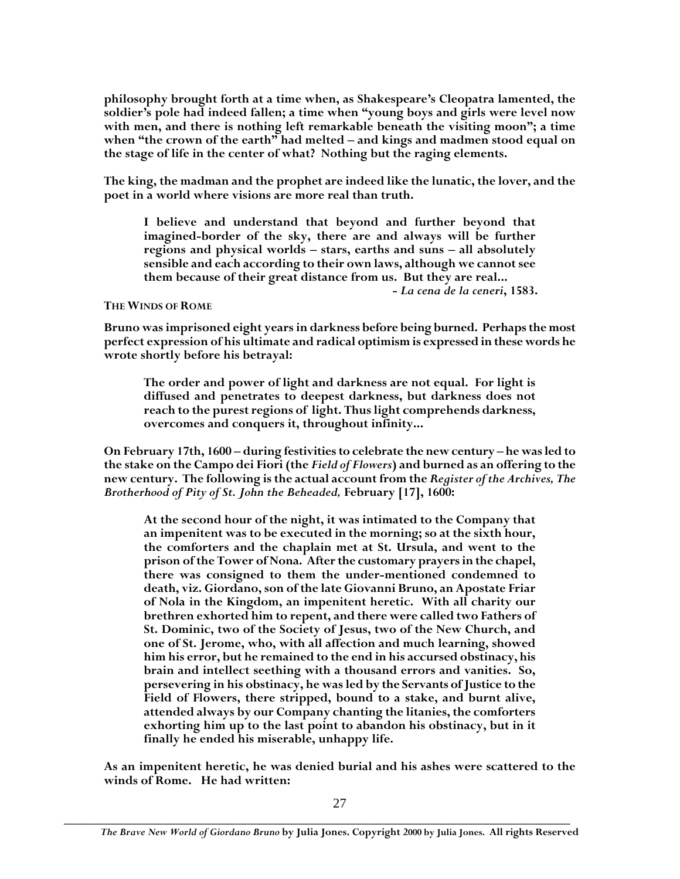**philosophy brought forth at a time when, as Shakespeare's Cleopatra lamented, the soldier's pole had indeed fallen; a time when "young boys and girls were level now with men, and there is nothing left remarkable beneath the visiting moon"; a time when "the crown of the earth" had melted – and kings and madmen stood equal on the stage of life in the center of what? Nothing but the raging elements.**

**The king, the madman and the prophet are indeed like the lunatic, the lover, and the poet in a world where visions are more real than truth.**

> **I believe and understand that beyond and further beyond that imagined-border of the sky, there are and always will be further regions and physical worlds – stars, earths and suns – all absolutely sensible and each according to their own laws, although we cannot see them because of their great distance from us. But they are real...**
>
> **- *La cena de la ceneri*, 1583.**

### THE WINDS OF ROME

**Bruno was imprisoned eight years in darkness before being burned. Perhaps the most perfect expression of his ultimate and radical optimism is expressed in these words he wrote shortly before his betrayal:**

> **The order and power of light and darkness are not equal. For light is diffused and penetrates to deepest darkness, but darkness does not reach to the purest regions of light. Thus light comprehends darkness, overcomes and conquers it, throughout infinity...**

**On February 17th, 1600 – during festivities to celebrate the new century – he was led to the stake on the Campo dei Fiori (the *Field of Flowers*) and burned as an offering to the new century. The following is the actual account from the *Register of the Archives, The Brotherhood of Pity of St. John the Beheaded,* February [17], 1600:**

> **At the second hour of the night, it was intimated to the Company that an impenitent was to be executed in the morning; so at the sixth hour, the comforters and the chaplain met at St. Ursula, and went to the prison of the Tower of Nona. After the customary prayers in the chapel, there was consigned to them the under-mentioned condemned to death, viz. Giordano, son of the late Giovanni Bruno, an Apostate Friar of Nola in the Kingdom, an impenitent heretic. With all charity our brethren exhorted him to repent, and there were called two Fathers of St. Dominic, two of the Society of Jesus, two of the New Church, and one of St. Jerome, who, with all affection and much learning, showed him his error, but he remained to the end in his accursed obstinacy, his brain and intellect seething with a thousand errors and vanities. So, persevering in his obstinacy, he was led by the Servants of Justice to the Field of Flowers, there stripped, bound to a stake, and burnt alive, attended always by our Company chanting the litanies, the comforters exhorting him up to the last point to abandon his obstinacy, but in it finally he ended his miserable, unhappy life.**

**As an impenitent heretic, he was denied burial and his ashes were scattered to the winds of Rome. He had written:**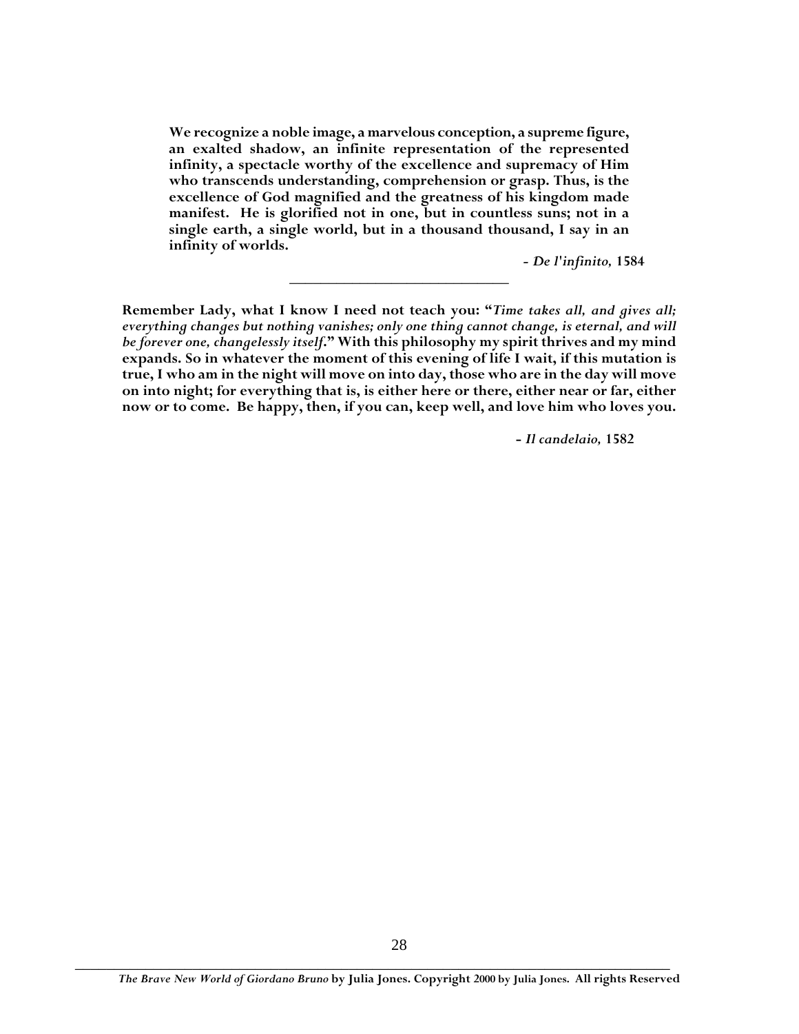**We recognize a noble image, a marvelous conception, a supreme figure, an exalted shadow, an infinite representation of the represented infinity, a spectacle worthy of the excellence and supremacy of Him who transcends understanding, comprehension or grasp. Thus, is the excellence of God magnified and the greatness of his kingdom made manifest. He is glorified not in one, but in countless suns; not in a single earth, a single world, but in a thousand thousand, I say in an infinity of worlds.**

**- *De l'infinito,* 1584**

---

**Remember Lady, what I know I need not teach you: "*Time takes all, and gives all; everything changes but nothing vanishes; only one thing cannot change, is eternal, and will be forever one, changelessly itself*." With this philosophy my spirit thrives and my mind expands. So in whatever the moment of this evening of life I wait, if this mutation is true, I who am in the night will move on into day, those who are in the day will move on into night; for everything that is, is either here or there, either near or far, either now or to come. Be happy, then, if you can, keep well, and love him who loves you.**

**- *Il candelaio,* 1582**